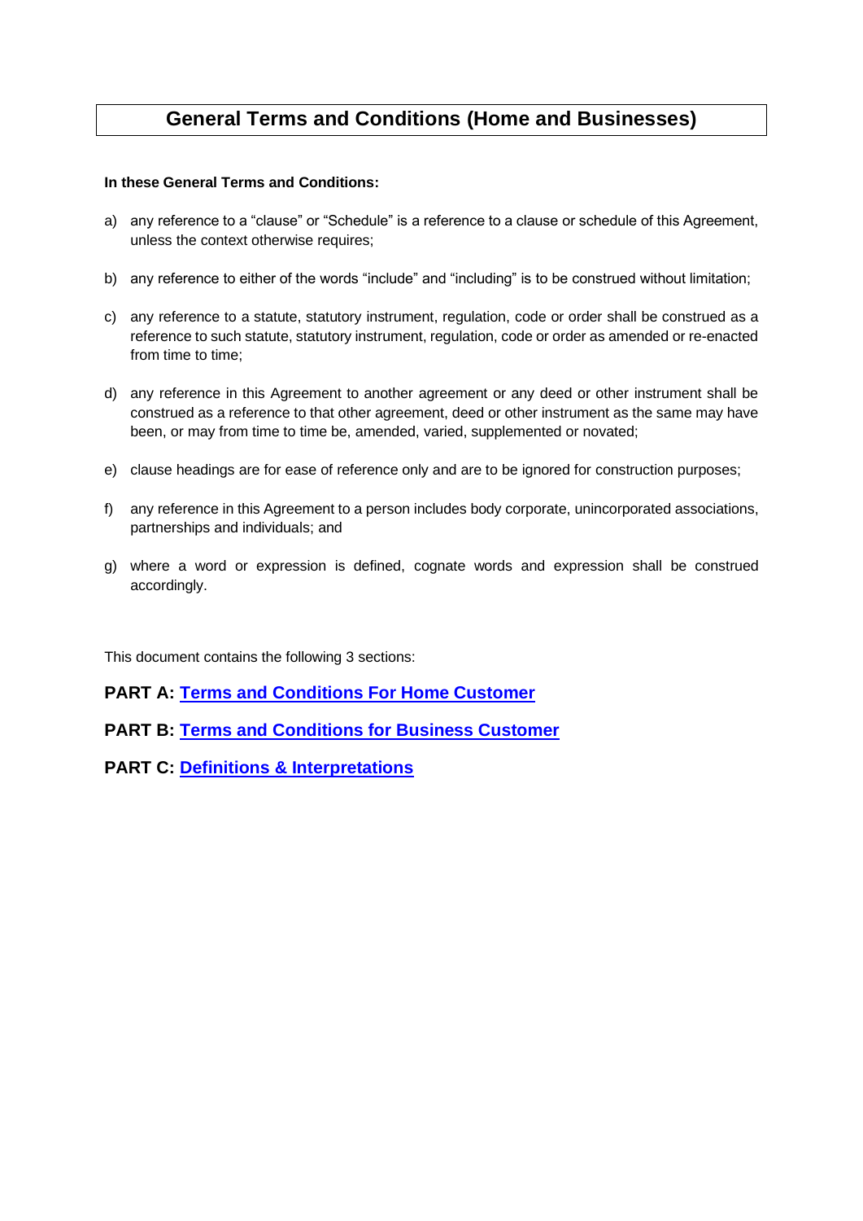# General Terms and Conditions (Home and Businesses)

**In these General Terms and Conditions:**

a) any reference to a "clause" or "Schedule" is a reference to a clause or schedule of this Agreement, unless the context otherwise requires;

b) any reference to either of the words "include" and "including" is to be construed without limitation;

c) any reference to a statute, statutory instrument, regulation, code or order shall be construed as a reference to such statute, statutory instrument, regulation, code or order as amended or re-enacted from time to time;

d) any reference in this Agreement to another agreement or any deed or other instrument shall be construed as a reference to that other agreement, deed or other instrument as the same may have been, or may from time to time be, amended, varied, supplemented or novated;

e) clause headings are for ease of reference only and are to be ignored for construction purposes;

f) any reference in this Agreement to a person includes body corporate, unincorporated associations, partnerships and individuals; and

g) where a word or expression is defined, cognate words and expression shall be construed accordingly.

This document contains the following 3 sections:

**PART A: Terms and Conditions For Home Customer**

**PART B: Terms and Conditions for Business Customer**

**PART C: Definitions & Interpretations**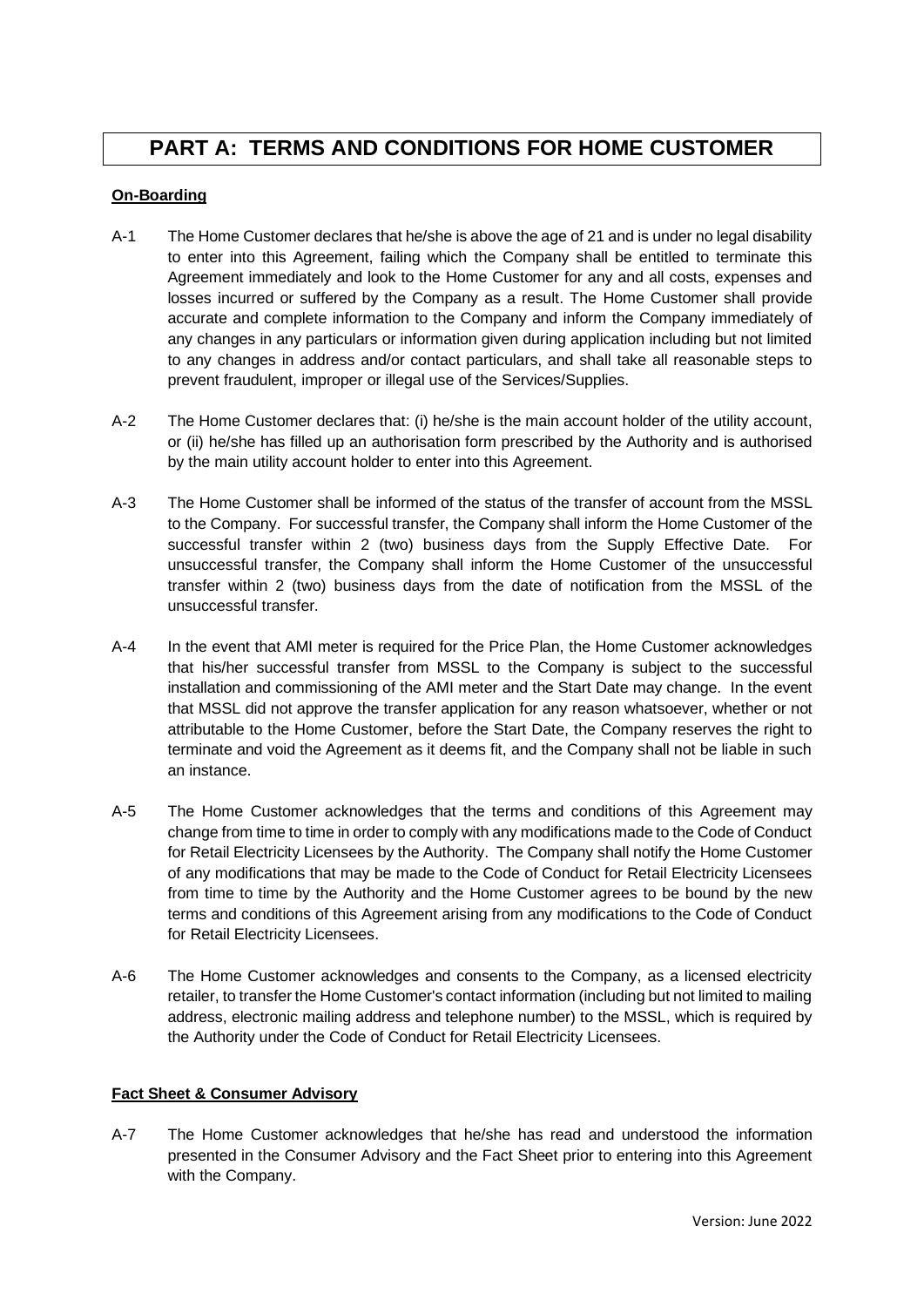# PART A: TERMS AND CONDITIONS FOR HOME CUSTOMER

**On-Boarding**

A-1 The Home Customer declares that he/she is above the age of 21 and is under no legal disability to enter into this Agreement, failing which the Company shall be entitled to terminate this Agreement immediately and look to the Home Customer for any and all costs, expenses and losses incurred or suffered by the Company as a result. The Home Customer shall provide accurate and complete information to the Company and inform the Company immediately of any changes in any particulars or information given during application including but not limited to any changes in address and/or contact particulars, and shall take all reasonable steps to prevent fraudulent, improper or illegal use of the Services/Supplies.

A-2 The Home Customer declares that: (i) he/she is the main account holder of the utility account, or (ii) he/she has filled up an authorisation form prescribed by the Authority and is authorised by the main utility account holder to enter into this Agreement.

A-3 The Home Customer shall be informed of the status of the transfer of account from the MSSL to the Company. For successful transfer, the Company shall inform the Home Customer of the successful transfer within 2 (two) business days from the Supply Effective Date. For unsuccessful transfer, the Company shall inform the Home Customer of the unsuccessful transfer within 2 (two) business days from the date of notification from the MSSL of the unsuccessful transfer.

A-4 In the event that AMI meter is required for the Price Plan, the Home Customer acknowledges that his/her successful transfer from MSSL to the Company is subject to the successful installation and commissioning of the AMI meter and the Start Date may change. In the event that MSSL did not approve the transfer application for any reason whatsoever, whether or not attributable to the Home Customer, before the Start Date, the Company reserves the right to terminate and void the Agreement as it deems fit, and the Company shall not be liable in such an instance.

A-5 The Home Customer acknowledges that the terms and conditions of this Agreement may change from time to time in order to comply with any modifications made to the Code of Conduct for Retail Electricity Licensees by the Authority. The Company shall notify the Home Customer of any modifications that may be made to the Code of Conduct for Retail Electricity Licensees from time to time by the Authority and the Home Customer agrees to be bound by the new terms and conditions of this Agreement arising from any modifications to the Code of Conduct for Retail Electricity Licensees.

A-6 The Home Customer acknowledges and consents to the Company, as a licensed electricity retailer, to transfer the Home Customer's contact information (including but not limited to mailing address, electronic mailing address and telephone number) to the MSSL, which is required by the Authority under the Code of Conduct for Retail Electricity Licensees.

**Fact Sheet & Consumer Advisory**

A-7 The Home Customer acknowledges that he/she has read and understood the information presented in the Consumer Advisory and the Fact Sheet prior to entering into this Agreement with the Company.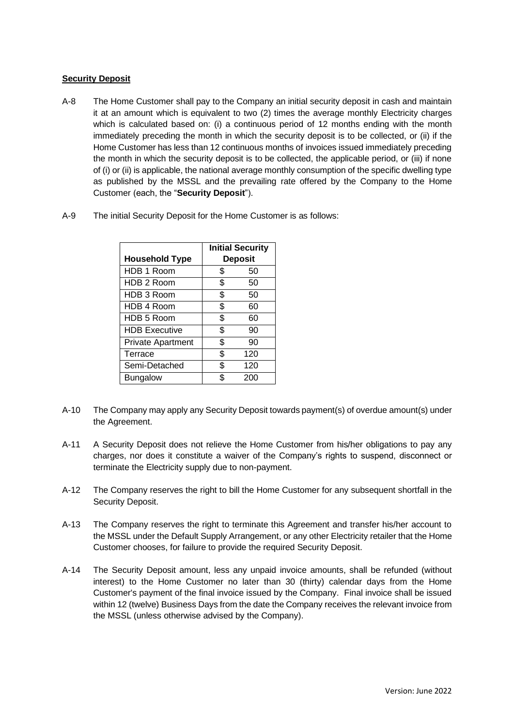**Security Deposit**

A-8 The Home Customer shall pay to the Company an initial security deposit in cash and maintain it at an amount which is equivalent to two (2) times the average monthly Electricity charges which is calculated based on: (i) a continuous period of 12 months ending with the month immediately preceding the month in which the security deposit is to be collected, or (ii) if the Home Customer has less than 12 continuous months of invoices issued immediately preceding the month in which the security deposit is to be collected, the applicable period, or (iii) if none of (i) or (ii) is applicable, the national average monthly consumption of the specific dwelling type as published by the MSSL and the prevailing rate offered by the Company to the Home Customer (each, the "**Security Deposit**").

A-9 The initial Security Deposit for the Home Customer is as follows:

| Household Type | Initial Security Deposit |
|---|---|
| HDB 1 Room | $ 50 |
| HDB 2 Room | $ 50 |
| HDB 3 Room | $ 50 |
| HDB 4 Room | $ 60 |
| HDB 5 Room | $ 60 |
| HDB Executive | $ 90 |
| Private Apartment | $ 90 |
| Terrace | $ 120 |
| Semi-Detached | $ 120 |
| Bungalow | $ 200 |

A-10 The Company may apply any Security Deposit towards payment(s) of overdue amount(s) under the Agreement.

A-11 A Security Deposit does not relieve the Home Customer from his/her obligations to pay any charges, nor does it constitute a waiver of the Company's rights to suspend, disconnect or terminate the Electricity supply due to non-payment.

A-12 The Company reserves the right to bill the Home Customer for any subsequent shortfall in the Security Deposit.

A-13 The Company reserves the right to terminate this Agreement and transfer his/her account to the MSSL under the Default Supply Arrangement, or any other Electricity retailer that the Home Customer chooses, for failure to provide the required Security Deposit.

A-14 The Security Deposit amount, less any unpaid invoice amounts, shall be refunded (without interest) to the Home Customer no later than 30 (thirty) calendar days from the Home Customer's payment of the final invoice issued by the Company. Final invoice shall be issued within 12 (twelve) Business Days from the date the Company receives the relevant invoice from the MSSL (unless otherwise advised by the Company).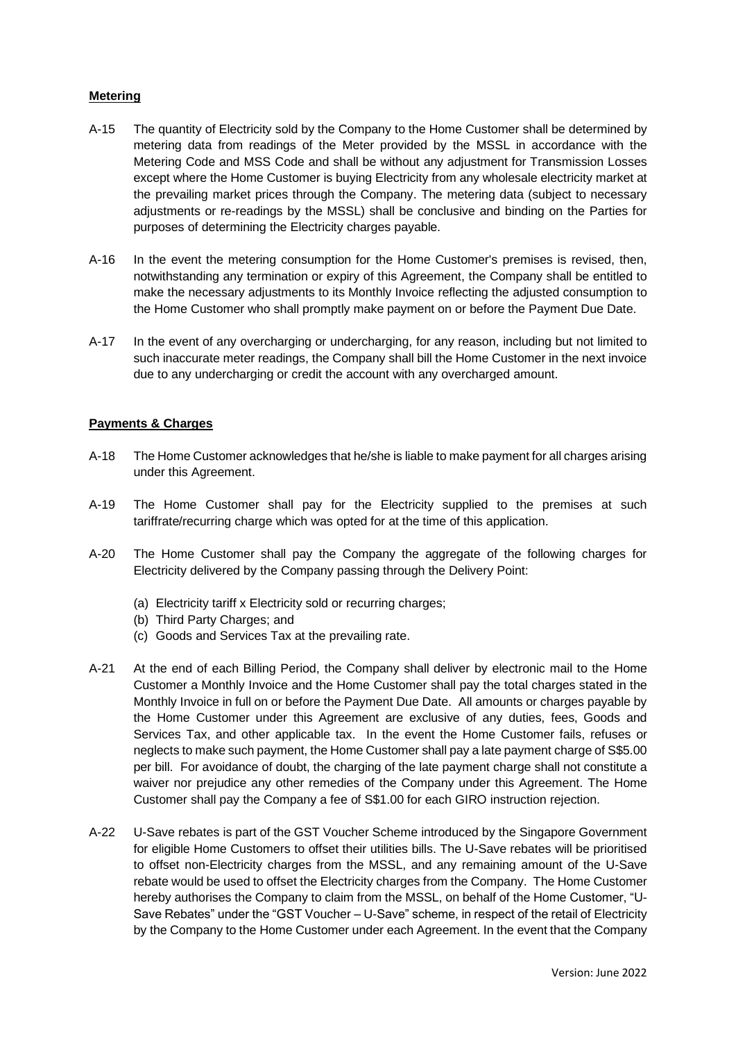**Metering**

A-15 The quantity of Electricity sold by the Company to the Home Customer shall be determined by metering data from readings of the Meter provided by the MSSL in accordance with the Metering Code and MSS Code and shall be without any adjustment for Transmission Losses except where the Home Customer is buying Electricity from any wholesale electricity market at the prevailing market prices through the Company. The metering data (subject to necessary adjustments or re-readings by the MSSL) shall be conclusive and binding on the Parties for purposes of determining the Electricity charges payable.

A-16 In the event the metering consumption for the Home Customer's premises is revised, then, notwithstanding any termination or expiry of this Agreement, the Company shall be entitled to make the necessary adjustments to its Monthly Invoice reflecting the adjusted consumption to the Home Customer who shall promptly make payment on or before the Payment Due Date.

A-17 In the event of any overcharging or undercharging, for any reason, including but not limited to such inaccurate meter readings, the Company shall bill the Home Customer in the next invoice due to any undercharging or credit the account with any overcharged amount.

**Payments & Charges**

A-18 The Home Customer acknowledges that he/she is liable to make payment for all charges arising under this Agreement.

A-19 The Home Customer shall pay for the Electricity supplied to the premises at such tariffrate/recurring charge which was opted for at the time of this application.

A-20 The Home Customer shall pay the Company the aggregate of the following charges for Electricity delivered by the Company passing through the Delivery Point:

(a) Electricity tariff x Electricity sold or recurring charges;
(b) Third Party Charges; and
(c) Goods and Services Tax at the prevailing rate.

A-21 At the end of each Billing Period, the Company shall deliver by electronic mail to the Home Customer a Monthly Invoice and the Home Customer shall pay the total charges stated in the Monthly Invoice in full on or before the Payment Due Date. All amounts or charges payable by the Home Customer under this Agreement are exclusive of any duties, fees, Goods and Services Tax, and other applicable tax. In the event the Home Customer fails, refuses or neglects to make such payment, the Home Customer shall pay a late payment charge of S$5.00 per bill. For avoidance of doubt, the charging of the late payment charge shall not constitute a waiver nor prejudice any other remedies of the Company under this Agreement. The Home Customer shall pay the Company a fee of S$1.00 for each GIRO instruction rejection.

A-22 U-Save rebates is part of the GST Voucher Scheme introduced by the Singapore Government for eligible Home Customers to offset their utilities bills. The U-Save rebates will be prioritised to offset non-Electricity charges from the MSSL, and any remaining amount of the U-Save rebate would be used to offset the Electricity charges from the Company. The Home Customer hereby authorises the Company to claim from the MSSL, on behalf of the Home Customer, "U-Save Rebates" under the "GST Voucher – U-Save" scheme, in respect of the retail of Electricity by the Company to the Home Customer under each Agreement. In the event that the Company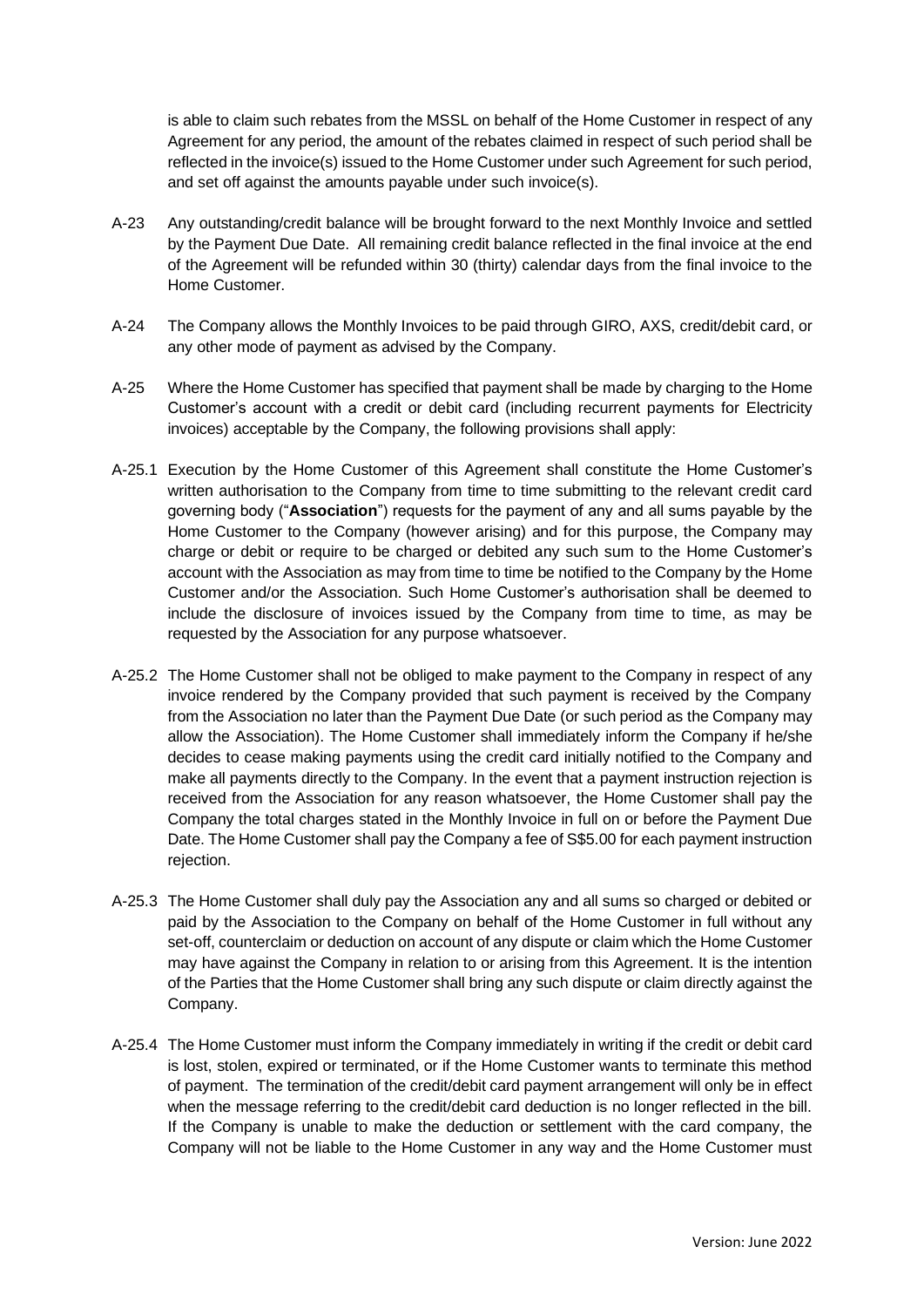is able to claim such rebates from the MSSL on behalf of the Home Customer in respect of any Agreement for any period, the amount of the rebates claimed in respect of such period shall be reflected in the invoice(s) issued to the Home Customer under such Agreement for such period, and set off against the amounts payable under such invoice(s).

A-23 Any outstanding/credit balance will be brought forward to the next Monthly Invoice and settled by the Payment Due Date. All remaining credit balance reflected in the final invoice at the end of the Agreement will be refunded within 30 (thirty) calendar days from the final invoice to the Home Customer.

A-24 The Company allows the Monthly Invoices to be paid through GIRO, AXS, credit/debit card, or any other mode of payment as advised by the Company.

A-25 Where the Home Customer has specified that payment shall be made by charging to the Home Customer's account with a credit or debit card (including recurrent payments for Electricity invoices) acceptable by the Company, the following provisions shall apply:

A-25.1 Execution by the Home Customer of this Agreement shall constitute the Home Customer's written authorisation to the Company from time to time submitting to the relevant credit card governing body ("**Association**") requests for the payment of any and all sums payable by the Home Customer to the Company (however arising) and for this purpose, the Company may charge or debit or require to be charged or debited any such sum to the Home Customer's account with the Association as may from time to time be notified to the Company by the Home Customer and/or the Association. Such Home Customer's authorisation shall be deemed to include the disclosure of invoices issued by the Company from time to time, as may be requested by the Association for any purpose whatsoever.

A-25.2 The Home Customer shall not be obliged to make payment to the Company in respect of any invoice rendered by the Company provided that such payment is received by the Company from the Association no later than the Payment Due Date (or such period as the Company may allow the Association). The Home Customer shall immediately inform the Company if he/she decides to cease making payments using the credit card initially notified to the Company and make all payments directly to the Company. In the event that a payment instruction rejection is received from the Association for any reason whatsoever, the Home Customer shall pay the Company the total charges stated in the Monthly Invoice in full on or before the Payment Due Date. The Home Customer shall pay the Company a fee of S$5.00 for each payment instruction rejection.

A-25.3 The Home Customer shall duly pay the Association any and all sums so charged or debited or paid by the Association to the Company on behalf of the Home Customer in full without any set-off, counterclaim or deduction on account of any dispute or claim which the Home Customer may have against the Company in relation to or arising from this Agreement. It is the intention of the Parties that the Home Customer shall bring any such dispute or claim directly against the Company.

A-25.4 The Home Customer must inform the Company immediately in writing if the credit or debit card is lost, stolen, expired or terminated, or if the Home Customer wants to terminate this method of payment. The termination of the credit/debit card payment arrangement will only be in effect when the message referring to the credit/debit card deduction is no longer reflected in the bill. If the Company is unable to make the deduction or settlement with the card company, the Company will not be liable to the Home Customer in any way and the Home Customer must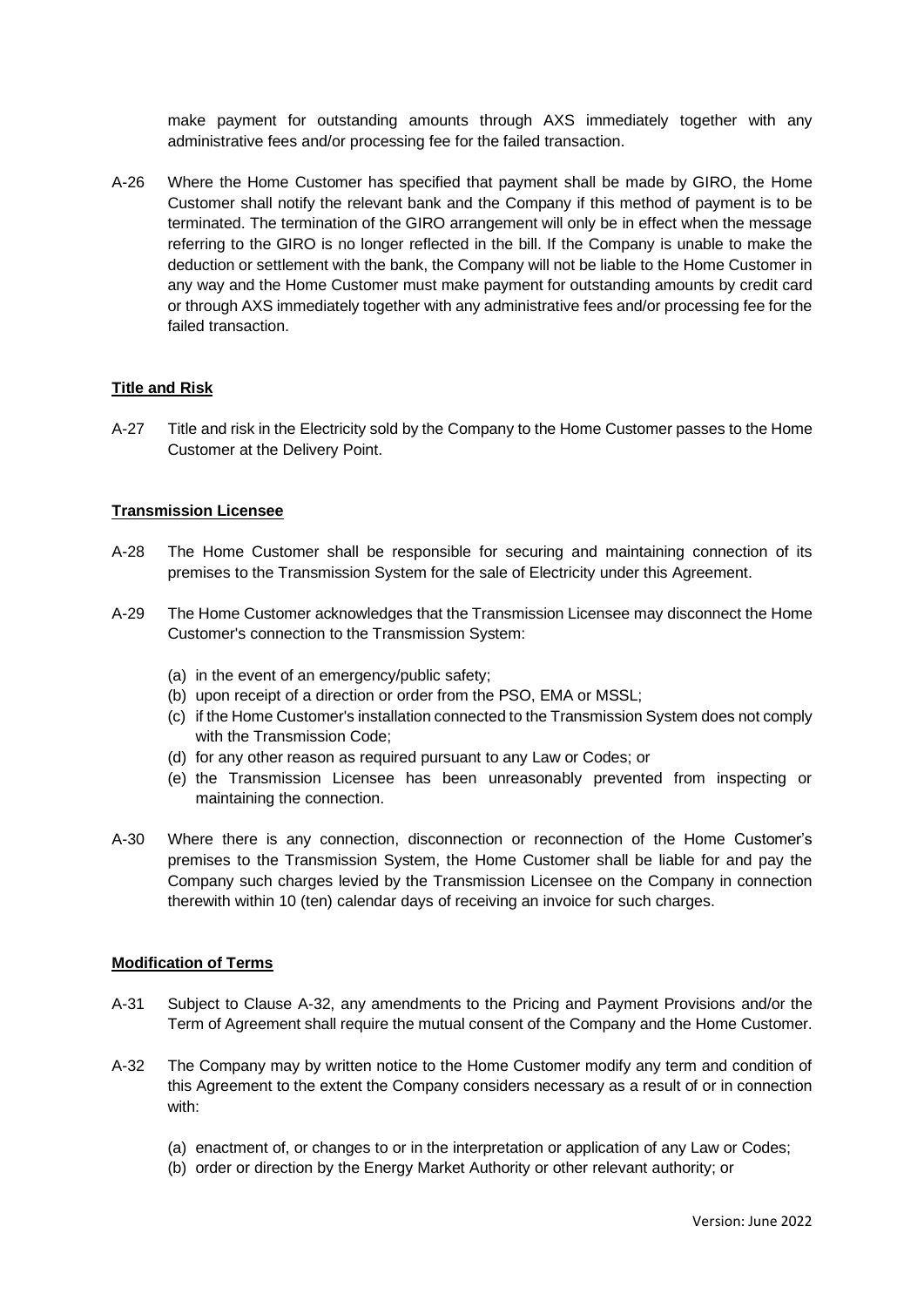make payment for outstanding amounts through AXS immediately together with any administrative fees and/or processing fee for the failed transaction.

A-26 Where the Home Customer has specified that payment shall be made by GIRO, the Home Customer shall notify the relevant bank and the Company if this method of payment is to be terminated. The termination of the GIRO arrangement will only be in effect when the message referring to the GIRO is no longer reflected in the bill. If the Company is unable to make the deduction or settlement with the bank, the Company will not be liable to the Home Customer in any way and the Home Customer must make payment for outstanding amounts by credit card or through AXS immediately together with any administrative fees and/or processing fee for the failed transaction.

**Title and Risk**

A-27 Title and risk in the Electricity sold by the Company to the Home Customer passes to the Home Customer at the Delivery Point.

**Transmission Licensee**

A-28 The Home Customer shall be responsible for securing and maintaining connection of its premises to the Transmission System for the sale of Electricity under this Agreement.

A-29 The Home Customer acknowledges that the Transmission Licensee may disconnect the Home Customer's connection to the Transmission System:

(a) in the event of an emergency/public safety;
(b) upon receipt of a direction or order from the PSO, EMA or MSSL;
(c) if the Home Customer's installation connected to the Transmission System does not comply with the Transmission Code;
(d) for any other reason as required pursuant to any Law or Codes; or
(e) the Transmission Licensee has been unreasonably prevented from inspecting or maintaining the connection.

A-30 Where there is any connection, disconnection or reconnection of the Home Customer's premises to the Transmission System, the Home Customer shall be liable for and pay the Company such charges levied by the Transmission Licensee on the Company in connection therewith within 10 (ten) calendar days of receiving an invoice for such charges.

**Modification of Terms**

A-31 Subject to Clause A-32, any amendments to the Pricing and Payment Provisions and/or the Term of Agreement shall require the mutual consent of the Company and the Home Customer.

A-32 The Company may by written notice to the Home Customer modify any term and condition of this Agreement to the extent the Company considers necessary as a result of or in connection with:

(a) enactment of, or changes to or in the interpretation or application of any Law or Codes;
(b) order or direction by the Energy Market Authority or other relevant authority; or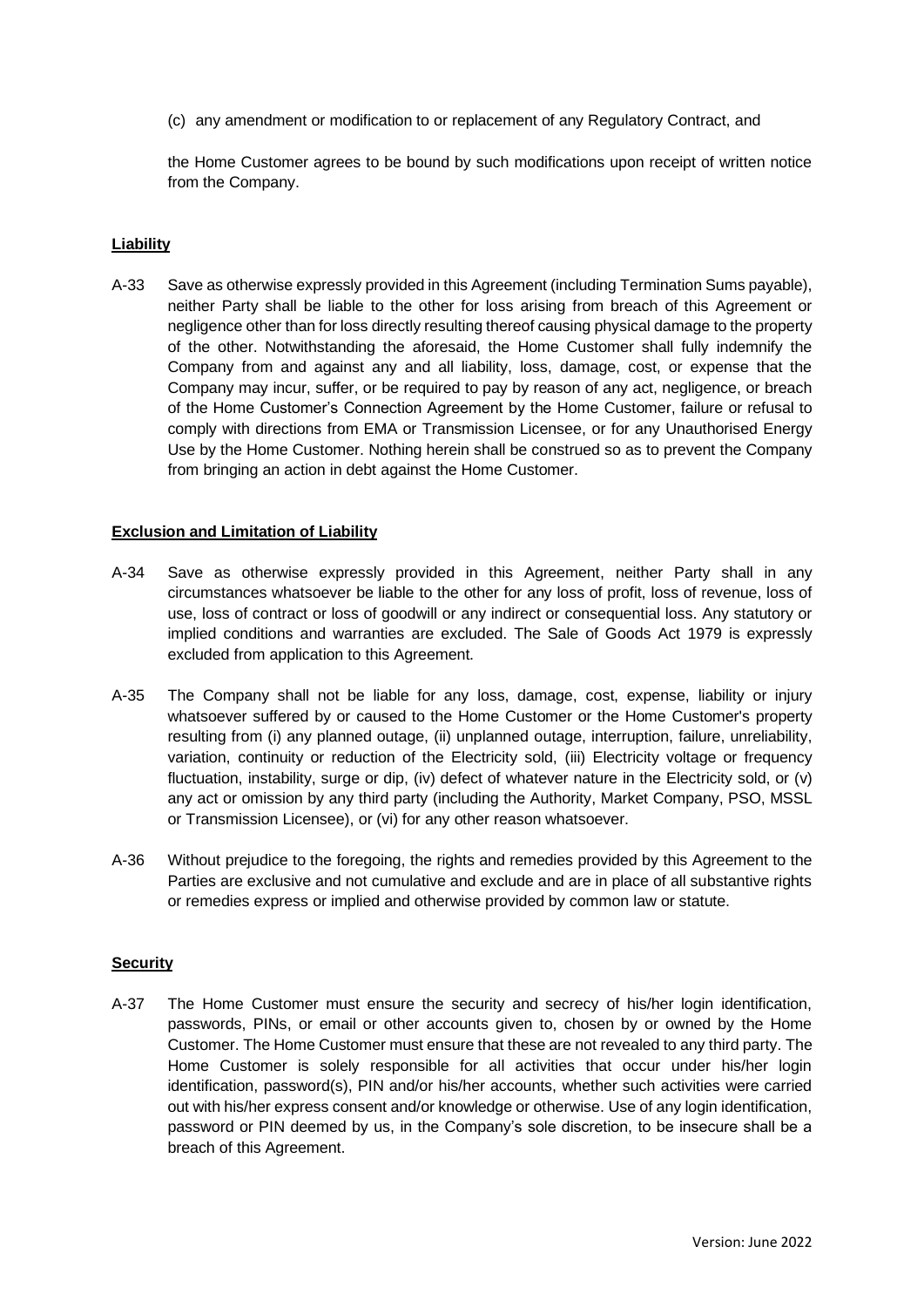(c) any amendment or modification to or replacement of any Regulatory Contract, and

the Home Customer agrees to be bound by such modifications upon receipt of written notice from the Company.

**Liability**

A-33 Save as otherwise expressly provided in this Agreement (including Termination Sums payable), neither Party shall be liable to the other for loss arising from breach of this Agreement or negligence other than for loss directly resulting thereof causing physical damage to the property of the other. Notwithstanding the aforesaid, the Home Customer shall fully indemnify the Company from and against any and all liability, loss, damage, cost, or expense that the Company may incur, suffer, or be required to pay by reason of any act, negligence, or breach of the Home Customer's Connection Agreement by the Home Customer, failure or refusal to comply with directions from EMA or Transmission Licensee, or for any Unauthorised Energy Use by the Home Customer. Nothing herein shall be construed so as to prevent the Company from bringing an action in debt against the Home Customer.

**Exclusion and Limitation of Liability**

A-34 Save as otherwise expressly provided in this Agreement, neither Party shall in any circumstances whatsoever be liable to the other for any loss of profit, loss of revenue, loss of use, loss of contract or loss of goodwill or any indirect or consequential loss. Any statutory or implied conditions and warranties are excluded. The Sale of Goods Act 1979 is expressly excluded from application to this Agreement.

A-35 The Company shall not be liable for any loss, damage, cost, expense, liability or injury whatsoever suffered by or caused to the Home Customer or the Home Customer's property resulting from (i) any planned outage, (ii) unplanned outage, interruption, failure, unreliability, variation, continuity or reduction of the Electricity sold, (iii) Electricity voltage or frequency fluctuation, instability, surge or dip, (iv) defect of whatever nature in the Electricity sold, or (v) any act or omission by any third party (including the Authority, Market Company, PSO, MSSL or Transmission Licensee), or (vi) for any other reason whatsoever.

A-36 Without prejudice to the foregoing, the rights and remedies provided by this Agreement to the Parties are exclusive and not cumulative and exclude and are in place of all substantive rights or remedies express or implied and otherwise provided by common law or statute.

**Security**

A-37 The Home Customer must ensure the security and secrecy of his/her login identification, passwords, PINs, or email or other accounts given to, chosen by or owned by the Home Customer. The Home Customer must ensure that these are not revealed to any third party. The Home Customer is solely responsible for all activities that occur under his/her login identification, password(s), PIN and/or his/her accounts, whether such activities were carried out with his/her express consent and/or knowledge or otherwise. Use of any login identification, password or PIN deemed by us, in the Company's sole discretion, to be insecure shall be a breach of this Agreement.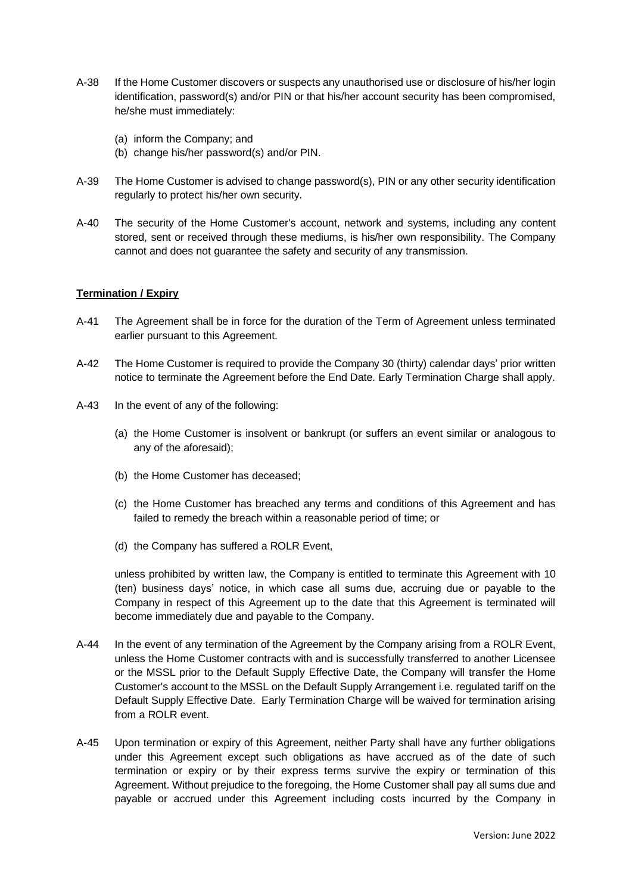A-38 If the Home Customer discovers or suspects any unauthorised use or disclosure of his/her login identification, password(s) and/or PIN or that his/her account security has been compromised, he/she must immediately:

(a) inform the Company; and
(b) change his/her password(s) and/or PIN.

A-39 The Home Customer is advised to change password(s), PIN or any other security identification regularly to protect his/her own security.

A-40 The security of the Home Customer's account, network and systems, including any content stored, sent or received through these mediums, is his/her own responsibility. The Company cannot and does not guarantee the safety and security of any transmission.

**Termination / Expiry**

A-41 The Agreement shall be in force for the duration of the Term of Agreement unless terminated earlier pursuant to this Agreement.

A-42 The Home Customer is required to provide the Company 30 (thirty) calendar days' prior written notice to terminate the Agreement before the End Date. Early Termination Charge shall apply.

A-43 In the event of any of the following:

(a) the Home Customer is insolvent or bankrupt (or suffers an event similar or analogous to any of the aforesaid);

(b) the Home Customer has deceased;

(c) the Home Customer has breached any terms and conditions of this Agreement and has failed to remedy the breach within a reasonable period of time; or

(d) the Company has suffered a ROLR Event,

unless prohibited by written law, the Company is entitled to terminate this Agreement with 10 (ten) business days' notice, in which case all sums due, accruing due or payable to the Company in respect of this Agreement up to the date that this Agreement is terminated will become immediately due and payable to the Company.

A-44 In the event of any termination of the Agreement by the Company arising from a ROLR Event, unless the Home Customer contracts with and is successfully transferred to another Licensee or the MSSL prior to the Default Supply Effective Date, the Company will transfer the Home Customer's account to the MSSL on the Default Supply Arrangement i.e. regulated tariff on the Default Supply Effective Date. Early Termination Charge will be waived for termination arising from a ROLR event.

A-45 Upon termination or expiry of this Agreement, neither Party shall have any further obligations under this Agreement except such obligations as have accrued as of the date of such termination or expiry or by their express terms survive the expiry or termination of this Agreement. Without prejudice to the foregoing, the Home Customer shall pay all sums due and payable or accrued under this Agreement including costs incurred by the Company in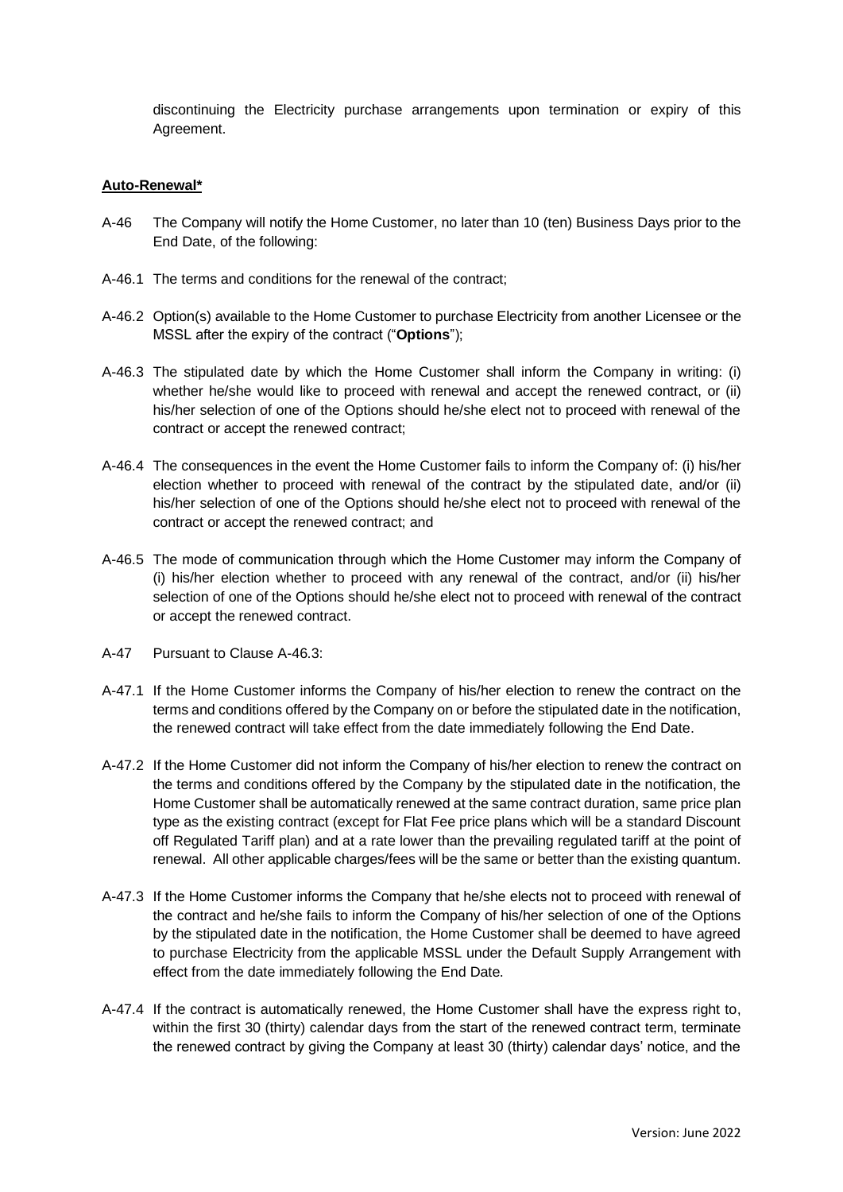discontinuing the Electricity purchase arrangements upon termination or expiry of this Agreement.

**Auto-Renewal***

A-46 The Company will notify the Home Customer, no later than 10 (ten) Business Days prior to the End Date, of the following:

A-46.1 The terms and conditions for the renewal of the contract;

A-46.2 Option(s) available to the Home Customer to purchase Electricity from another Licensee or the MSSL after the expiry of the contract ("**Options**");

A-46.3 The stipulated date by which the Home Customer shall inform the Company in writing: (i) whether he/she would like to proceed with renewal and accept the renewed contract, or (ii) his/her selection of one of the Options should he/she elect not to proceed with renewal of the contract or accept the renewed contract;

A-46.4 The consequences in the event the Home Customer fails to inform the Company of: (i) his/her election whether to proceed with renewal of the contract by the stipulated date, and/or (ii) his/her selection of one of the Options should he/she elect not to proceed with renewal of the contract or accept the renewed contract; and

A-46.5 The mode of communication through which the Home Customer may inform the Company of (i) his/her election whether to proceed with any renewal of the contract, and/or (ii) his/her selection of one of the Options should he/she elect not to proceed with renewal of the contract or accept the renewed contract.

A-47 Pursuant to Clause A-46.3:

A-47.1 If the Home Customer informs the Company of his/her election to renew the contract on the terms and conditions offered by the Company on or before the stipulated date in the notification, the renewed contract will take effect from the date immediately following the End Date.

A-47.2 If the Home Customer did not inform the Company of his/her election to renew the contract on the terms and conditions offered by the Company by the stipulated date in the notification, the Home Customer shall be automatically renewed at the same contract duration, same price plan type as the existing contract (except for Flat Fee price plans which will be a standard Discount off Regulated Tariff plan) and at a rate lower than the prevailing regulated tariff at the point of renewal. All other applicable charges/fees will be the same or better than the existing quantum.

A-47.3 If the Home Customer informs the Company that he/she elects not to proceed with renewal of the contract and he/she fails to inform the Company of his/her selection of one of the Options by the stipulated date in the notification, the Home Customer shall be deemed to have agreed to purchase Electricity from the applicable MSSL under the Default Supply Arrangement with effect from the date immediately following the End Date.

A-47.4 If the contract is automatically renewed, the Home Customer shall have the express right to, within the first 30 (thirty) calendar days from the start of the renewed contract term, terminate the renewed contract by giving the Company at least 30 (thirty) calendar days' notice, and the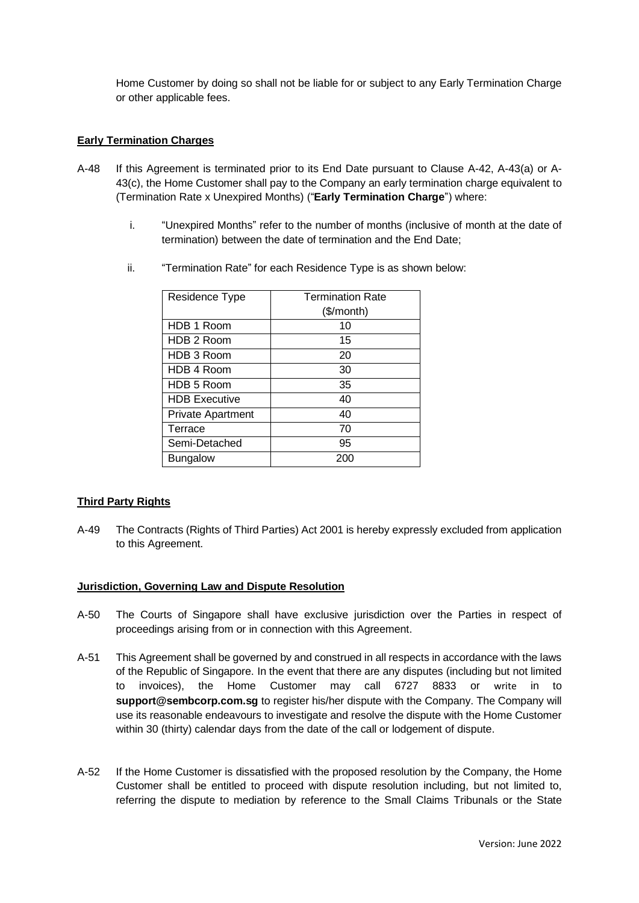Home Customer by doing so shall not be liable for or subject to any Early Termination Charge or other applicable fees.

**Early Termination Charges**

A-48 If this Agreement is terminated prior to its End Date pursuant to Clause A-42, A-43(a) or A-43(c), the Home Customer shall pay to the Company an early termination charge equivalent to (Termination Rate x Unexpired Months) ("**Early Termination Charge**") where:

i. "Unexpired Months" refer to the number of months (inclusive of month at the date of termination) between the date of termination and the End Date;

ii. "Termination Rate" for each Residence Type is as shown below:

| Residence Type | Termination Rate ($/month) |
|---|---|
| HDB 1 Room | 10 |
| HDB 2 Room | 15 |
| HDB 3 Room | 20 |
| HDB 4 Room | 30 |
| HDB 5 Room | 35 |
| HDB Executive | 40 |
| Private Apartment | 40 |
| Terrace | 70 |
| Semi-Detached | 95 |
| Bungalow | 200 |

**Third Party Rights**

A-49 The Contracts (Rights of Third Parties) Act 2001 is hereby expressly excluded from application to this Agreement.

**Jurisdiction, Governing Law and Dispute Resolution**

A-50 The Courts of Singapore shall have exclusive jurisdiction over the Parties in respect of proceedings arising from or in connection with this Agreement.

A-51 This Agreement shall be governed by and construed in all respects in accordance with the laws of the Republic of Singapore. In the event that there are any disputes (including but not limited to invoices), the Home Customer may call 6727 8833 or write in to **support@sembcorp.com.sg** to register his/her dispute with the Company. The Company will use its reasonable endeavours to investigate and resolve the dispute with the Home Customer within 30 (thirty) calendar days from the date of the call or lodgement of dispute.

A-52 If the Home Customer is dissatisfied with the proposed resolution by the Company, the Home Customer shall be entitled to proceed with dispute resolution including, but not limited to, referring the dispute to mediation by reference to the Small Claims Tribunals or the State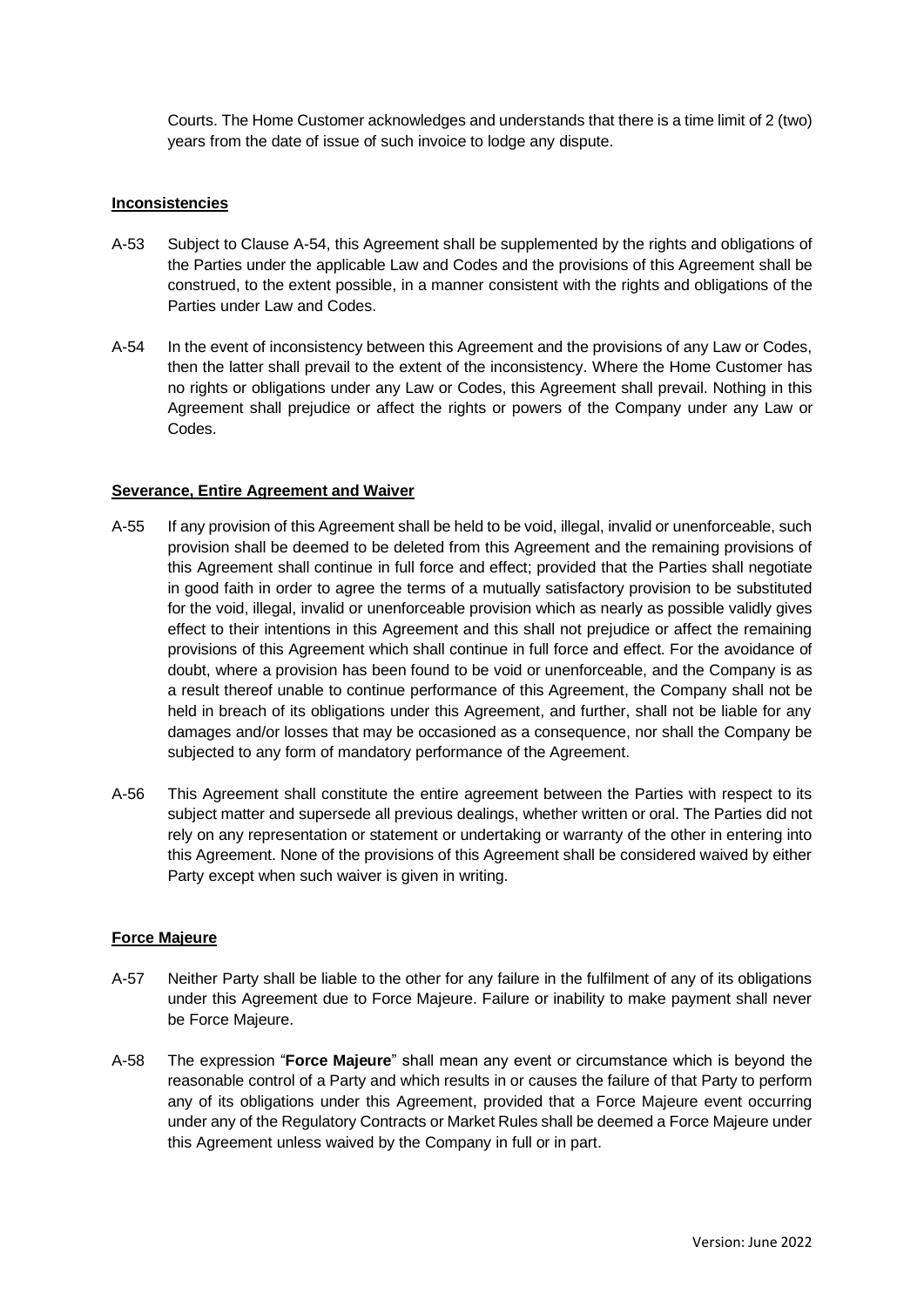Courts. The Home Customer acknowledges and understands that there is a time limit of 2 (two) years from the date of issue of such invoice to lodge any dispute.

**Inconsistencies**

A-53 Subject to Clause A-54, this Agreement shall be supplemented by the rights and obligations of the Parties under the applicable Law and Codes and the provisions of this Agreement shall be construed, to the extent possible, in a manner consistent with the rights and obligations of the Parties under Law and Codes.

A-54 In the event of inconsistency between this Agreement and the provisions of any Law or Codes, then the latter shall prevail to the extent of the inconsistency. Where the Home Customer has no rights or obligations under any Law or Codes, this Agreement shall prevail. Nothing in this Agreement shall prejudice or affect the rights or powers of the Company under any Law or Codes.

**Severance, Entire Agreement and Waiver**

A-55 If any provision of this Agreement shall be held to be void, illegal, invalid or unenforceable, such provision shall be deemed to be deleted from this Agreement and the remaining provisions of this Agreement shall continue in full force and effect; provided that the Parties shall negotiate in good faith in order to agree the terms of a mutually satisfactory provision to be substituted for the void, illegal, invalid or unenforceable provision which as nearly as possible validly gives effect to their intentions in this Agreement and this shall not prejudice or affect the remaining provisions of this Agreement which shall continue in full force and effect. For the avoidance of doubt, where a provision has been found to be void or unenforceable, and the Company is as a result thereof unable to continue performance of this Agreement, the Company shall not be held in breach of its obligations under this Agreement, and further, shall not be liable for any damages and/or losses that may be occasioned as a consequence, nor shall the Company be subjected to any form of mandatory performance of the Agreement.

A-56 This Agreement shall constitute the entire agreement between the Parties with respect to its subject matter and supersede all previous dealings, whether written or oral. The Parties did not rely on any representation or statement or undertaking or warranty of the other in entering into this Agreement. None of the provisions of this Agreement shall be considered waived by either Party except when such waiver is given in writing.

**Force Majeure**

A-57 Neither Party shall be liable to the other for any failure in the fulfilment of any of its obligations under this Agreement due to Force Majeure. Failure or inability to make payment shall never be Force Majeure.

A-58 The expression "**Force Majeure**" shall mean any event or circumstance which is beyond the reasonable control of a Party and which results in or causes the failure of that Party to perform any of its obligations under this Agreement, provided that a Force Majeure event occurring under any of the Regulatory Contracts or Market Rules shall be deemed a Force Majeure under this Agreement unless waived by the Company in full or in part.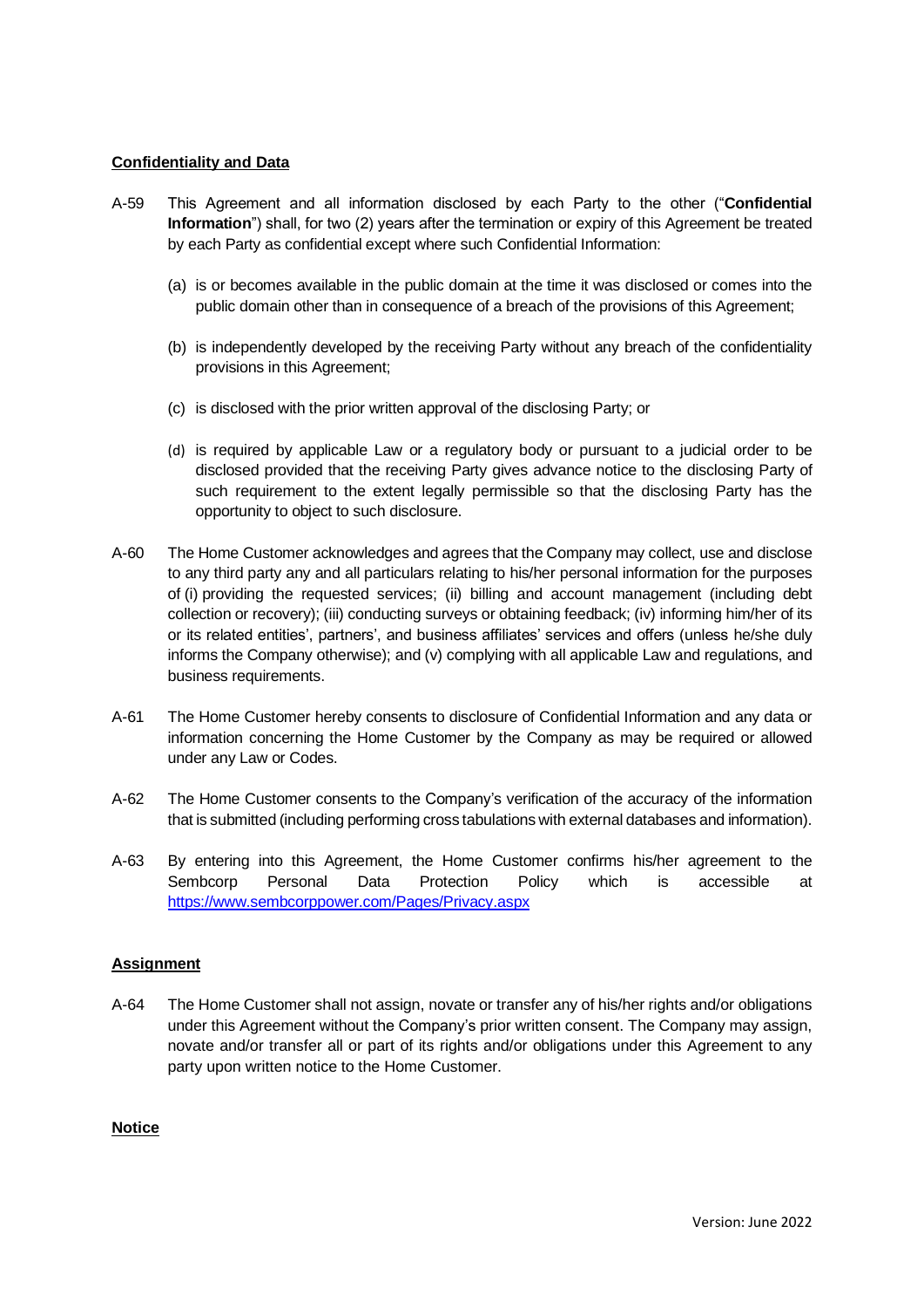**Confidentiality and Data**

A-59 This Agreement and all information disclosed by each Party to the other ("**Confidential Information**") shall, for two (2) years after the termination or expiry of this Agreement be treated by each Party as confidential except where such Confidential Information:

(a) is or becomes available in the public domain at the time it was disclosed or comes into the public domain other than in consequence of a breach of the provisions of this Agreement;

(b) is independently developed by the receiving Party without any breach of the confidentiality provisions in this Agreement;

(c) is disclosed with the prior written approval of the disclosing Party; or

(d) is required by applicable Law or a regulatory body or pursuant to a judicial order to be disclosed provided that the receiving Party gives advance notice to the disclosing Party of such requirement to the extent legally permissible so that the disclosing Party has the opportunity to object to such disclosure.

A-60 The Home Customer acknowledges and agrees that the Company may collect, use and disclose to any third party any and all particulars relating to his/her personal information for the purposes of (i) providing the requested services; (ii) billing and account management (including debt collection or recovery); (iii) conducting surveys or obtaining feedback; (iv) informing him/her of its or its related entities', partners', and business affiliates' services and offers (unless he/she duly informs the Company otherwise); and (v) complying with all applicable Law and regulations, and business requirements.

A-61 The Home Customer hereby consents to disclosure of Confidential Information and any data or information concerning the Home Customer by the Company as may be required or allowed under any Law or Codes.

A-62 The Home Customer consents to the Company's verification of the accuracy of the information that is submitted (including performing cross tabulations with external databases and information).

A-63 By entering into this Agreement, the Home Customer confirms his/her agreement to the Sembcorp Personal Data Protection Policy which is accessible at https://www.sembcorppower.com/Pages/Privacy.aspx

**Assignment**

A-64 The Home Customer shall not assign, novate or transfer any of his/her rights and/or obligations under this Agreement without the Company's prior written consent. The Company may assign, novate and/or transfer all or part of its rights and/or obligations under this Agreement to any party upon written notice to the Home Customer.

**Notice**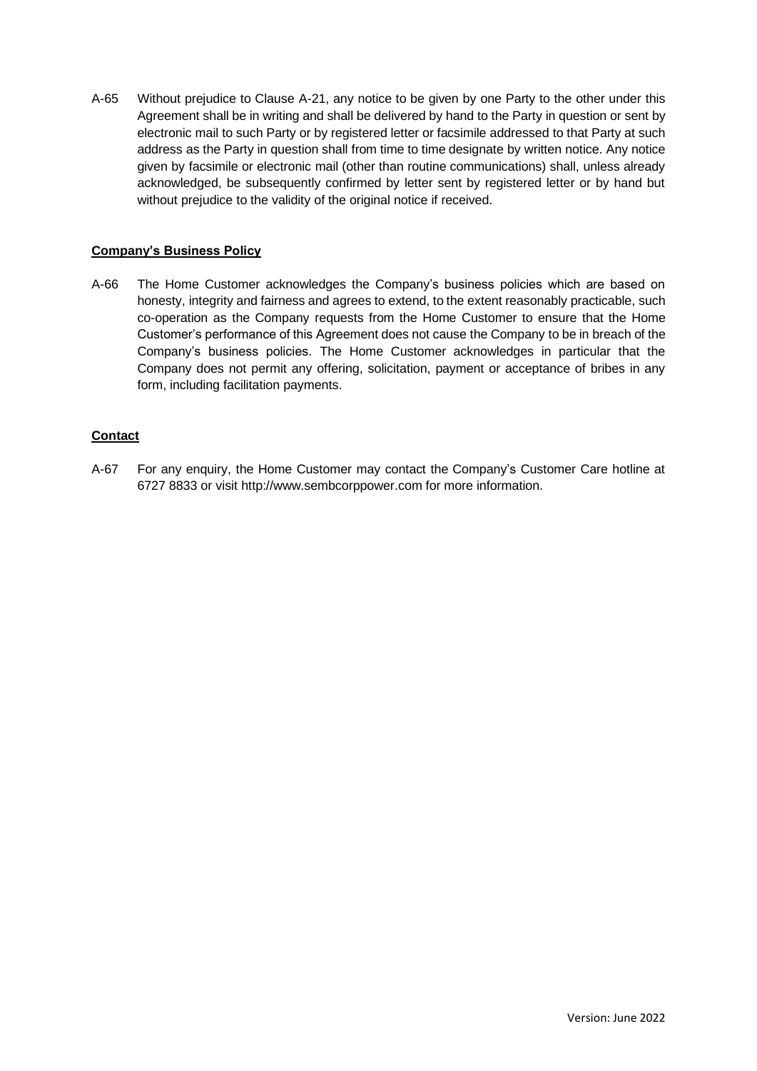A-65 Without prejudice to Clause A-21, any notice to be given by one Party to the other under this Agreement shall be in writing and shall be delivered by hand to the Party in question or sent by electronic mail to such Party or by registered letter or facsimile addressed to that Party at such address as the Party in question shall from time to time designate by written notice. Any notice given by facsimile or electronic mail (other than routine communications) shall, unless already acknowledged, be subsequently confirmed by letter sent by registered letter or by hand but without prejudice to the validity of the original notice if received.

**Company's Business Policy**

A-66 The Home Customer acknowledges the Company's business policies which are based on honesty, integrity and fairness and agrees to extend, to the extent reasonably practicable, such co-operation as the Company requests from the Home Customer to ensure that the Home Customer's performance of this Agreement does not cause the Company to be in breach of the Company's business policies. The Home Customer acknowledges in particular that the Company does not permit any offering, solicitation, payment or acceptance of bribes in any form, including facilitation payments.

**Contact**

A-67 For any enquiry, the Home Customer may contact the Company's Customer Care hotline at 6727 8833 or visit http://www.sembcorppower.com for more information.

Version: June 2022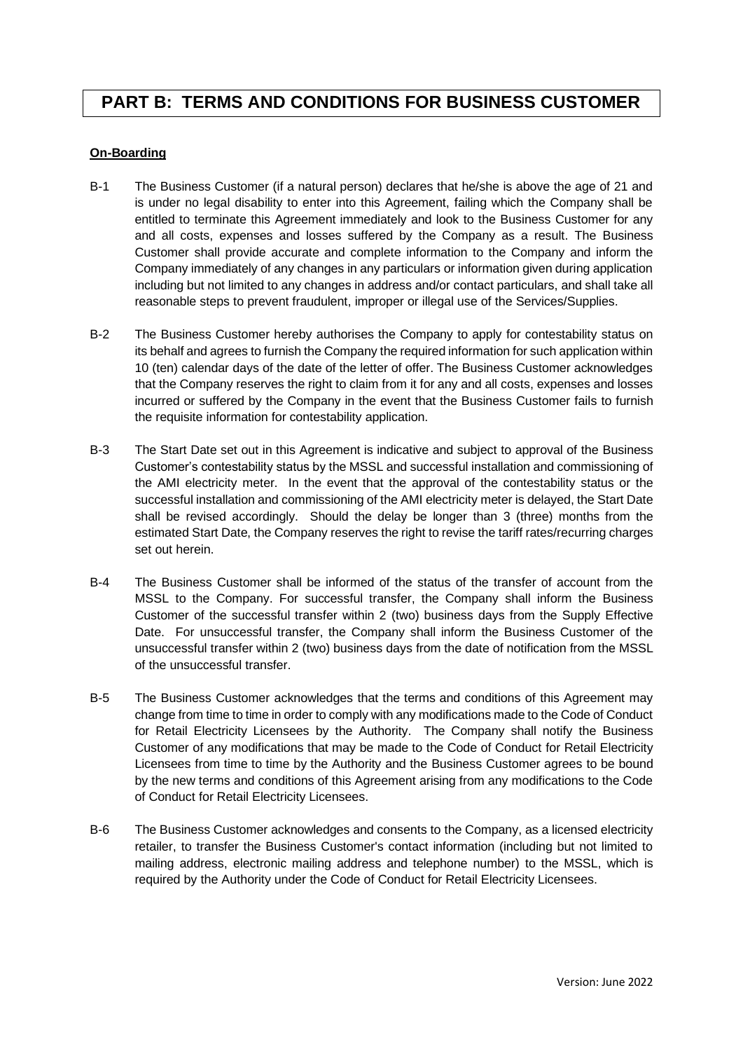# PART B: TERMS AND CONDITIONS FOR BUSINESS CUSTOMER

**On-Boarding**

B-1 The Business Customer (if a natural person) declares that he/she is above the age of 21 and is under no legal disability to enter into this Agreement, failing which the Company shall be entitled to terminate this Agreement immediately and look to the Business Customer for any and all costs, expenses and losses suffered by the Company as a result. The Business Customer shall provide accurate and complete information to the Company and inform the Company immediately of any changes in any particulars or information given during application including but not limited to any changes in address and/or contact particulars, and shall take all reasonable steps to prevent fraudulent, improper or illegal use of the Services/Supplies.

B-2 The Business Customer hereby authorises the Company to apply for contestability status on its behalf and agrees to furnish the Company the required information for such application within 10 (ten) calendar days of the date of the letter of offer. The Business Customer acknowledges that the Company reserves the right to claim from it for any and all costs, expenses and losses incurred or suffered by the Company in the event that the Business Customer fails to furnish the requisite information for contestability application.

B-3 The Start Date set out in this Agreement is indicative and subject to approval of the Business Customer's contestability status by the MSSL and successful installation and commissioning of the AMI electricity meter. In the event that the approval of the contestability status or the successful installation and commissioning of the AMI electricity meter is delayed, the Start Date shall be revised accordingly. Should the delay be longer than 3 (three) months from the estimated Start Date, the Company reserves the right to revise the tariff rates/recurring charges set out herein.

B-4 The Business Customer shall be informed of the status of the transfer of account from the MSSL to the Company. For successful transfer, the Company shall inform the Business Customer of the successful transfer within 2 (two) business days from the Supply Effective Date. For unsuccessful transfer, the Company shall inform the Business Customer of the unsuccessful transfer within 2 (two) business days from the date of notification from the MSSL of the unsuccessful transfer.

B-5 The Business Customer acknowledges that the terms and conditions of this Agreement may change from time to time in order to comply with any modifications made to the Code of Conduct for Retail Electricity Licensees by the Authority. The Company shall notify the Business Customer of any modifications that may be made to the Code of Conduct for Retail Electricity Licensees from time to time by the Authority and the Business Customer agrees to be bound by the new terms and conditions of this Agreement arising from any modifications to the Code of Conduct for Retail Electricity Licensees.

B-6 The Business Customer acknowledges and consents to the Company, as a licensed electricity retailer, to transfer the Business Customer's contact information (including but not limited to mailing address, electronic mailing address and telephone number) to the MSSL, which is required by the Authority under the Code of Conduct for Retail Electricity Licensees.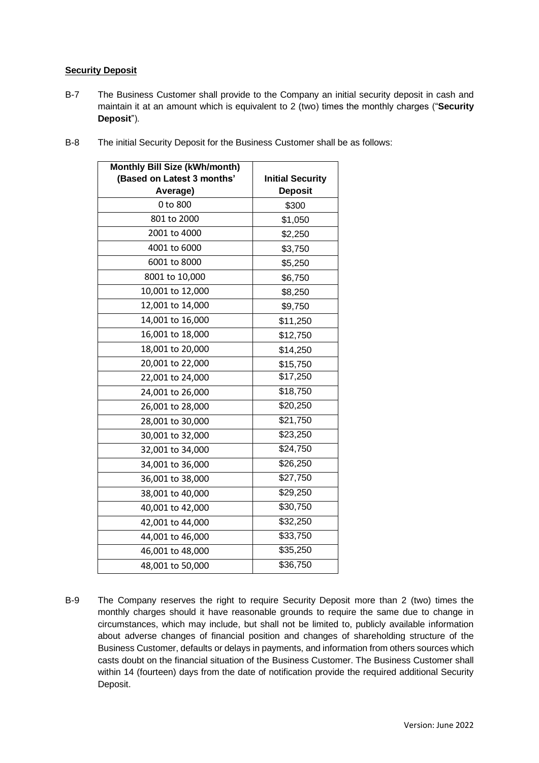**Security Deposit**

B-7 The Business Customer shall provide to the Company an initial security deposit in cash and maintain it at an amount which is equivalent to 2 (two) times the monthly charges ("**Security Deposit**").

B-8 The initial Security Deposit for the Business Customer shall be as follows:

| Monthly Bill Size (kWh/month) (Based on Latest 3 months' Average) | Initial Security Deposit |
|---|---|
| 0 to 800 | $300 |
| 801 to 2000 | $1,050 |
| 2001 to 4000 | $2,250 |
| 4001 to 6000 | $3,750 |
| 6001 to 8000 | $5,250 |
| 8001 to 10,000 | $6,750 |
| 10,001 to 12,000 | $8,250 |
| 12,001 to 14,000 | $9,750 |
| 14,001 to 16,000 | $11,250 |
| 16,001 to 18,000 | $12,750 |
| 18,001 to 20,000 | $14,250 |
| 20,001 to 22,000 | $15,750 |
| 22,001 to 24,000 | $17,250 |
| 24,001 to 26,000 | $18,750 |
| 26,001 to 28,000 | $20,250 |
| 28,001 to 30,000 | $21,750 |
| 30,001 to 32,000 | $23,250 |
| 32,001 to 34,000 | $24,750 |
| 34,001 to 36,000 | $26,250 |
| 36,001 to 38,000 | $27,750 |
| 38,001 to 40,000 | $29,250 |
| 40,001 to 42,000 | $30,750 |
| 42,001 to 44,000 | $32,250 |
| 44,001 to 46,000 | $33,750 |
| 46,001 to 48,000 | $35,250 |
| 48,001 to 50,000 | $36,750 |

B-9 The Company reserves the right to require Security Deposit more than 2 (two) times the monthly charges should it have reasonable grounds to require the same due to change in circumstances, which may include, but shall not be limited to, publicly available information about adverse changes of financial position and changes of shareholding structure of the Business Customer, defaults or delays in payments, and information from others sources which casts doubt on the financial situation of the Business Customer. The Business Customer shall within 14 (fourteen) days from the date of notification provide the required additional Security Deposit.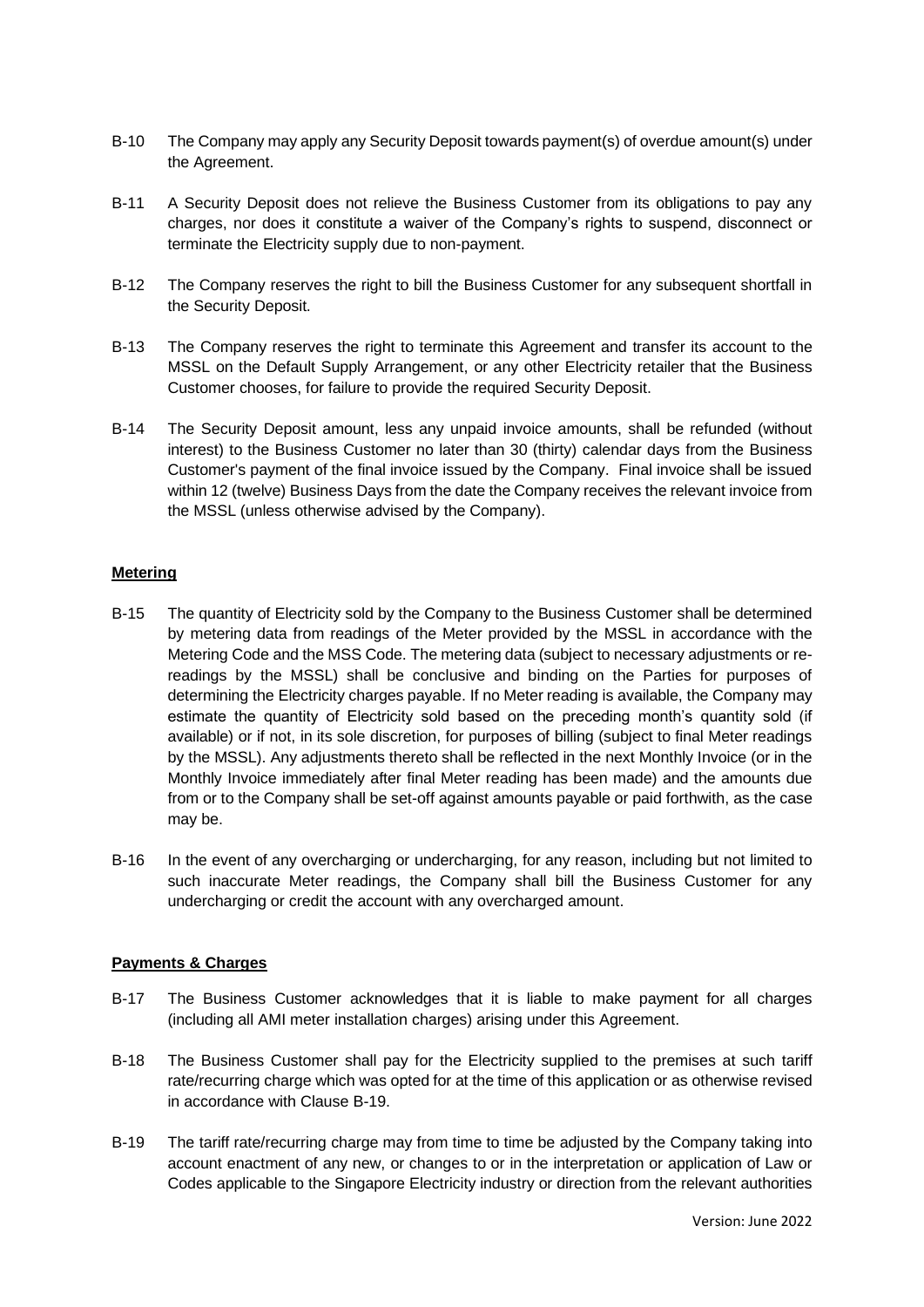B-10 The Company may apply any Security Deposit towards payment(s) of overdue amount(s) under the Agreement.

B-11 A Security Deposit does not relieve the Business Customer from its obligations to pay any charges, nor does it constitute a waiver of the Company's rights to suspend, disconnect or terminate the Electricity supply due to non-payment.

B-12 The Company reserves the right to bill the Business Customer for any subsequent shortfall in the Security Deposit.

B-13 The Company reserves the right to terminate this Agreement and transfer its account to the MSSL on the Default Supply Arrangement, or any other Electricity retailer that the Business Customer chooses, for failure to provide the required Security Deposit.

B-14 The Security Deposit amount, less any unpaid invoice amounts, shall be refunded (without interest) to the Business Customer no later than 30 (thirty) calendar days from the Business Customer's payment of the final invoice issued by the Company. Final invoice shall be issued within 12 (twelve) Business Days from the date the Company receives the relevant invoice from the MSSL (unless otherwise advised by the Company).

**Metering**

B-15 The quantity of Electricity sold by the Company to the Business Customer shall be determined by metering data from readings of the Meter provided by the MSSL in accordance with the Metering Code and the MSS Code. The metering data (subject to necessary adjustments or re-readings by the MSSL) shall be conclusive and binding on the Parties for purposes of determining the Electricity charges payable. If no Meter reading is available, the Company may estimate the quantity of Electricity sold based on the preceding month's quantity sold (if available) or if not, in its sole discretion, for purposes of billing (subject to final Meter readings by the MSSL). Any adjustments thereto shall be reflected in the next Monthly Invoice (or in the Monthly Invoice immediately after final Meter reading has been made) and the amounts due from or to the Company shall be set-off against amounts payable or paid forthwith, as the case may be.

B-16 In the event of any overcharging or undercharging, for any reason, including but not limited to such inaccurate Meter readings, the Company shall bill the Business Customer for any undercharging or credit the account with any overcharged amount.

**Payments & Charges**

B-17 The Business Customer acknowledges that it is liable to make payment for all charges (including all AMI meter installation charges) arising under this Agreement.

B-18 The Business Customer shall pay for the Electricity supplied to the premises at such tariff rate/recurring charge which was opted for at the time of this application or as otherwise revised in accordance with Clause B-19.

B-19 The tariff rate/recurring charge may from time to time be adjusted by the Company taking into account enactment of any new, or changes to or in the interpretation or application of Law or Codes applicable to the Singapore Electricity industry or direction from the relevant authorities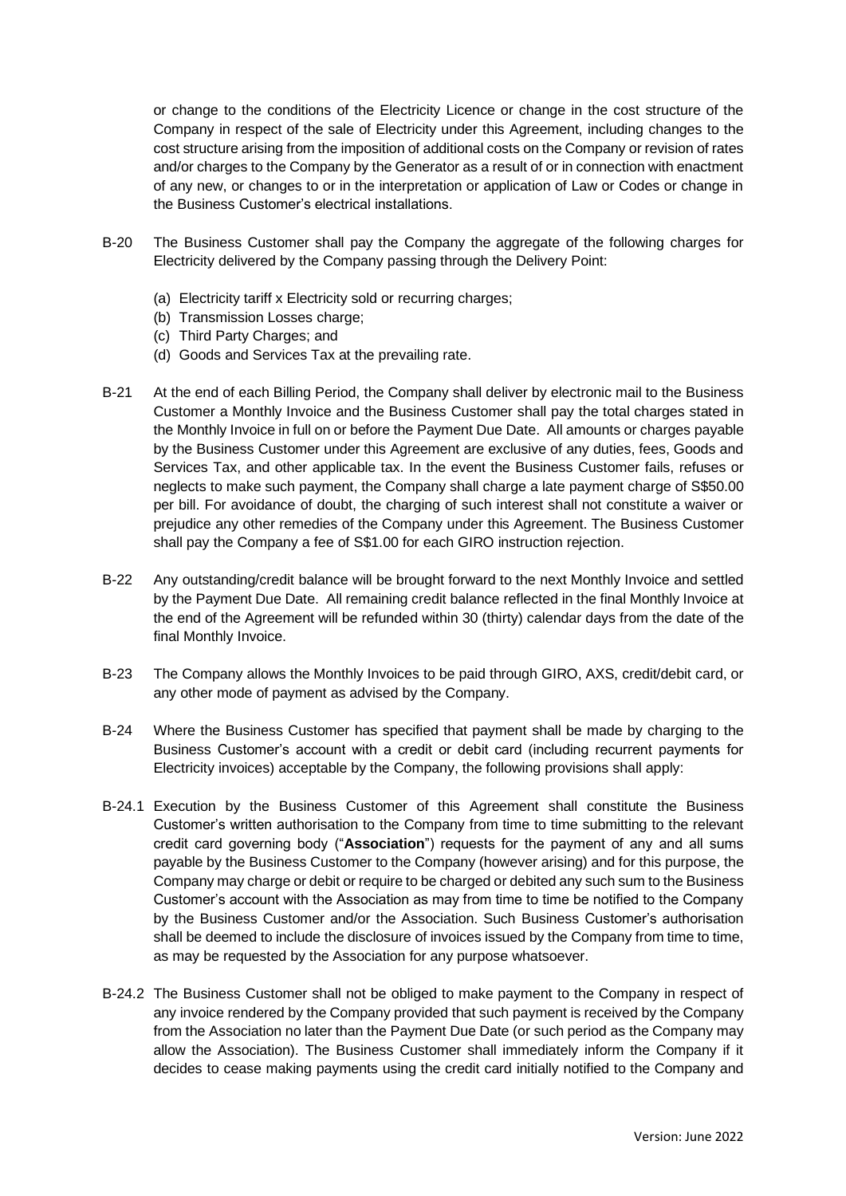or change to the conditions of the Electricity Licence or change in the cost structure of the Company in respect of the sale of Electricity under this Agreement, including changes to the cost structure arising from the imposition of additional costs on the Company or revision of rates and/or charges to the Company by the Generator as a result of or in connection with enactment of any new, or changes to or in the interpretation or application of Law or Codes or change in the Business Customer's electrical installations.

B-20 The Business Customer shall pay the Company the aggregate of the following charges for Electricity delivered by the Company passing through the Delivery Point:

(a) Electricity tariff x Electricity sold or recurring charges;
(b) Transmission Losses charge;
(c) Third Party Charges; and
(d) Goods and Services Tax at the prevailing rate.

B-21 At the end of each Billing Period, the Company shall deliver by electronic mail to the Business Customer a Monthly Invoice and the Business Customer shall pay the total charges stated in the Monthly Invoice in full on or before the Payment Due Date. All amounts or charges payable by the Business Customer under this Agreement are exclusive of any duties, fees, Goods and Services Tax, and other applicable tax. In the event the Business Customer fails, refuses or neglects to make such payment, the Company shall charge a late payment charge of S$50.00 per bill. For avoidance of doubt, the charging of such interest shall not constitute a waiver or prejudice any other remedies of the Company under this Agreement. The Business Customer shall pay the Company a fee of S$1.00 for each GIRO instruction rejection.

B-22 Any outstanding/credit balance will be brought forward to the next Monthly Invoice and settled by the Payment Due Date. All remaining credit balance reflected in the final Monthly Invoice at the end of the Agreement will be refunded within 30 (thirty) calendar days from the date of the final Monthly Invoice.

B-23 The Company allows the Monthly Invoices to be paid through GIRO, AXS, credit/debit card, or any other mode of payment as advised by the Company.

B-24 Where the Business Customer has specified that payment shall be made by charging to the Business Customer's account with a credit or debit card (including recurrent payments for Electricity invoices) acceptable by the Company, the following provisions shall apply:

B-24.1 Execution by the Business Customer of this Agreement shall constitute the Business Customer's written authorisation to the Company from time to time submitting to the relevant credit card governing body ("**Association**") requests for the payment of any and all sums payable by the Business Customer to the Company (however arising) and for this purpose, the Company may charge or debit or require to be charged or debited any such sum to the Business Customer's account with the Association as may from time to time be notified to the Company by the Business Customer and/or the Association. Such Business Customer's authorisation shall be deemed to include the disclosure of invoices issued by the Company from time to time, as may be requested by the Association for any purpose whatsoever.

B-24.2 The Business Customer shall not be obliged to make payment to the Company in respect of any invoice rendered by the Company provided that such payment is received by the Company from the Association no later than the Payment Due Date (or such period as the Company may allow the Association). The Business Customer shall immediately inform the Company if it decides to cease making payments using the credit card initially notified to the Company and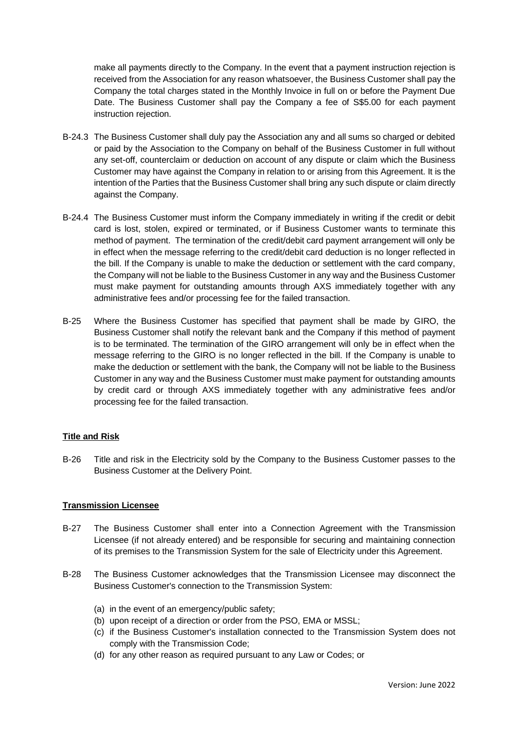make all payments directly to the Company. In the event that a payment instruction rejection is received from the Association for any reason whatsoever, the Business Customer shall pay the Company the total charges stated in the Monthly Invoice in full on or before the Payment Due Date. The Business Customer shall pay the Company a fee of S$5.00 for each payment instruction rejection.

B-24.3 The Business Customer shall duly pay the Association any and all sums so charged or debited or paid by the Association to the Company on behalf of the Business Customer in full without any set-off, counterclaim or deduction on account of any dispute or claim which the Business Customer may have against the Company in relation to or arising from this Agreement. It is the intention of the Parties that the Business Customer shall bring any such dispute or claim directly against the Company.

B-24.4 The Business Customer must inform the Company immediately in writing if the credit or debit card is lost, stolen, expired or terminated, or if Business Customer wants to terminate this method of payment. The termination of the credit/debit card payment arrangement will only be in effect when the message referring to the credit/debit card deduction is no longer reflected in the bill. If the Company is unable to make the deduction or settlement with the card company, the Company will not be liable to the Business Customer in any way and the Business Customer must make payment for outstanding amounts through AXS immediately together with any administrative fees and/or processing fee for the failed transaction.

B-25 Where the Business Customer has specified that payment shall be made by GIRO, the Business Customer shall notify the relevant bank and the Company if this method of payment is to be terminated. The termination of the GIRO arrangement will only be in effect when the message referring to the GIRO is no longer reflected in the bill. If the Company is unable to make the deduction or settlement with the bank, the Company will not be liable to the Business Customer in any way and the Business Customer must make payment for outstanding amounts by credit card or through AXS immediately together with any administrative fees and/or processing fee for the failed transaction.

**Title and Risk**

B-26 Title and risk in the Electricity sold by the Company to the Business Customer passes to the Business Customer at the Delivery Point.

**Transmission Licensee**

B-27 The Business Customer shall enter into a Connection Agreement with the Transmission Licensee (if not already entered) and be responsible for securing and maintaining connection of its premises to the Transmission System for the sale of Electricity under this Agreement.

B-28 The Business Customer acknowledges that the Transmission Licensee may disconnect the Business Customer's connection to the Transmission System:

(a) in the event of an emergency/public safety;
(b) upon receipt of a direction or order from the PSO, EMA or MSSL;
(c) if the Business Customer's installation connected to the Transmission System does not comply with the Transmission Code;
(d) for any other reason as required pursuant to any Law or Codes; or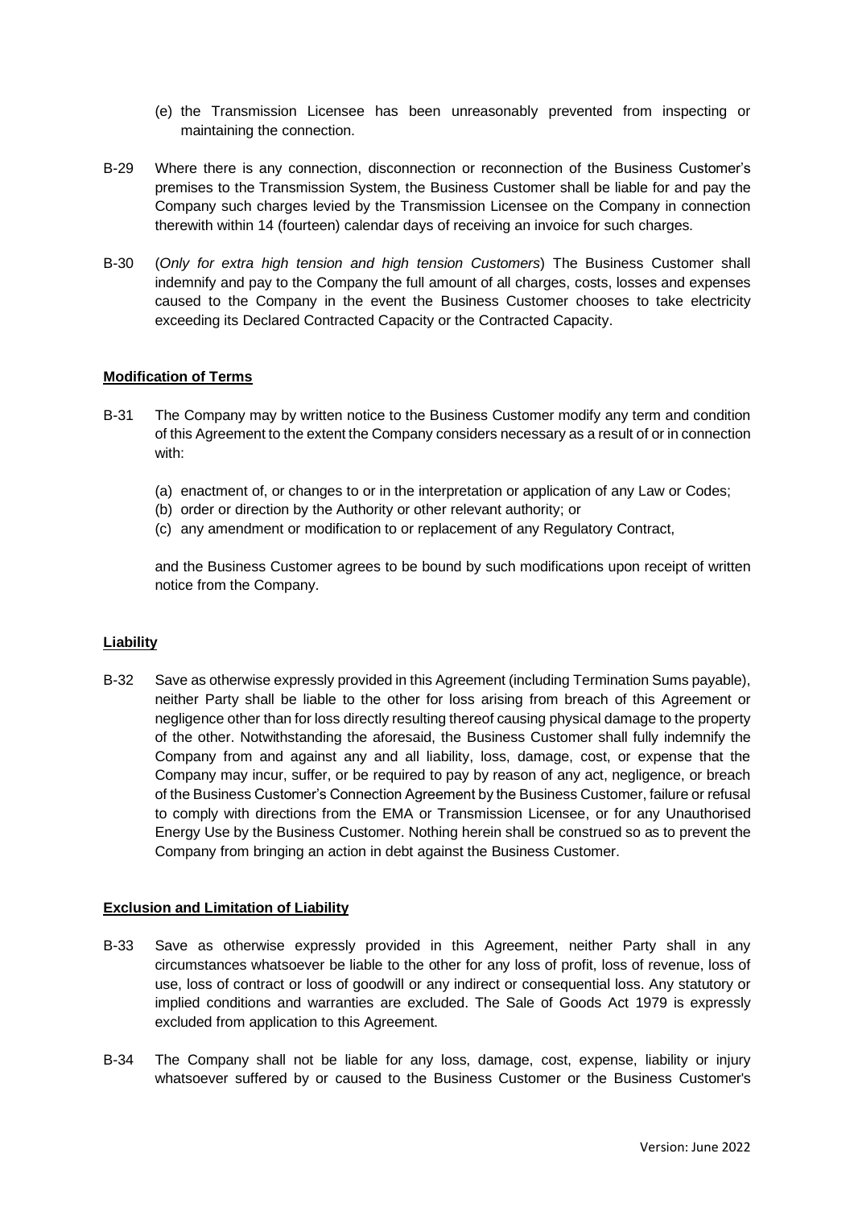(e) the Transmission Licensee has been unreasonably prevented from inspecting or maintaining the connection.

B-29 Where there is any connection, disconnection or reconnection of the Business Customer's premises to the Transmission System, the Business Customer shall be liable for and pay the Company such charges levied by the Transmission Licensee on the Company in connection therewith within 14 (fourteen) calendar days of receiving an invoice for such charges.

B-30 (*Only for extra high tension and high tension Customers*) The Business Customer shall indemnify and pay to the Company the full amount of all charges, costs, losses and expenses caused to the Company in the event the Business Customer chooses to take electricity exceeding its Declared Contracted Capacity or the Contracted Capacity.

**Modification of Terms**

B-31 The Company may by written notice to the Business Customer modify any term and condition of this Agreement to the extent the Company considers necessary as a result of or in connection with:

(a) enactment of, or changes to or in the interpretation or application of any Law or Codes;
(b) order or direction by the Authority or other relevant authority; or
(c) any amendment or modification to or replacement of any Regulatory Contract,

and the Business Customer agrees to be bound by such modifications upon receipt of written notice from the Company.

**Liability**

B-32 Save as otherwise expressly provided in this Agreement (including Termination Sums payable), neither Party shall be liable to the other for loss arising from breach of this Agreement or negligence other than for loss directly resulting thereof causing physical damage to the property of the other. Notwithstanding the aforesaid, the Business Customer shall fully indemnify the Company from and against any and all liability, loss, damage, cost, or expense that the Company may incur, suffer, or be required to pay by reason of any act, negligence, or breach of the Business Customer's Connection Agreement by the Business Customer, failure or refusal to comply with directions from the EMA or Transmission Licensee, or for any Unauthorised Energy Use by the Business Customer. Nothing herein shall be construed so as to prevent the Company from bringing an action in debt against the Business Customer.

**Exclusion and Limitation of Liability**

B-33 Save as otherwise expressly provided in this Agreement, neither Party shall in any circumstances whatsoever be liable to the other for any loss of profit, loss of revenue, loss of use, loss of contract or loss of goodwill or any indirect or consequential loss. Any statutory or implied conditions and warranties are excluded. The Sale of Goods Act 1979 is expressly excluded from application to this Agreement.

B-34 The Company shall not be liable for any loss, damage, cost, expense, liability or injury whatsoever suffered by or caused to the Business Customer or the Business Customer's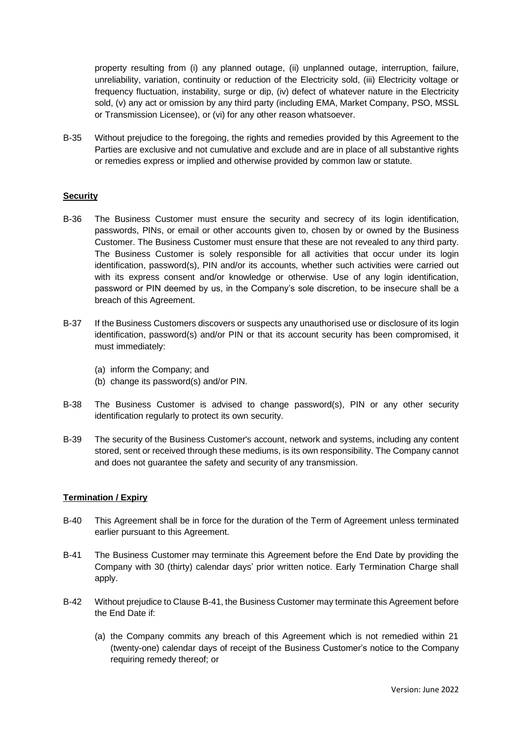property resulting from (i) any planned outage, (ii) unplanned outage, interruption, failure, unreliability, variation, continuity or reduction of the Electricity sold, (iii) Electricity voltage or frequency fluctuation, instability, surge or dip, (iv) defect of whatever nature in the Electricity sold, (v) any act or omission by any third party (including EMA, Market Company, PSO, MSSL or Transmission Licensee), or (vi) for any other reason whatsoever.

B-35 Without prejudice to the foregoing, the rights and remedies provided by this Agreement to the Parties are exclusive and not cumulative and exclude and are in place of all substantive rights or remedies express or implied and otherwise provided by common law or statute.

**Security**

B-36 The Business Customer must ensure the security and secrecy of its login identification, passwords, PINs, or email or other accounts given to, chosen by or owned by the Business Customer. The Business Customer must ensure that these are not revealed to any third party. The Business Customer is solely responsible for all activities that occur under its login identification, password(s), PIN and/or its accounts, whether such activities were carried out with its express consent and/or knowledge or otherwise. Use of any login identification, password or PIN deemed by us, in the Company's sole discretion, to be insecure shall be a breach of this Agreement.

B-37 If the Business Customers discovers or suspects any unauthorised use or disclosure of its login identification, password(s) and/or PIN or that its account security has been compromised, it must immediately:

(a) inform the Company; and
(b) change its password(s) and/or PIN.

B-38 The Business Customer is advised to change password(s), PIN or any other security identification regularly to protect its own security.

B-39 The security of the Business Customer's account, network and systems, including any content stored, sent or received through these mediums, is its own responsibility. The Company cannot and does not guarantee the safety and security of any transmission.

**Termination / Expiry**

B-40 This Agreement shall be in force for the duration of the Term of Agreement unless terminated earlier pursuant to this Agreement.

B-41 The Business Customer may terminate this Agreement before the End Date by providing the Company with 30 (thirty) calendar days' prior written notice. Early Termination Charge shall apply.

B-42 Without prejudice to Clause B-41, the Business Customer may terminate this Agreement before the End Date if:

(a) the Company commits any breach of this Agreement which is not remedied within 21 (twenty-one) calendar days of receipt of the Business Customer's notice to the Company requiring remedy thereof; or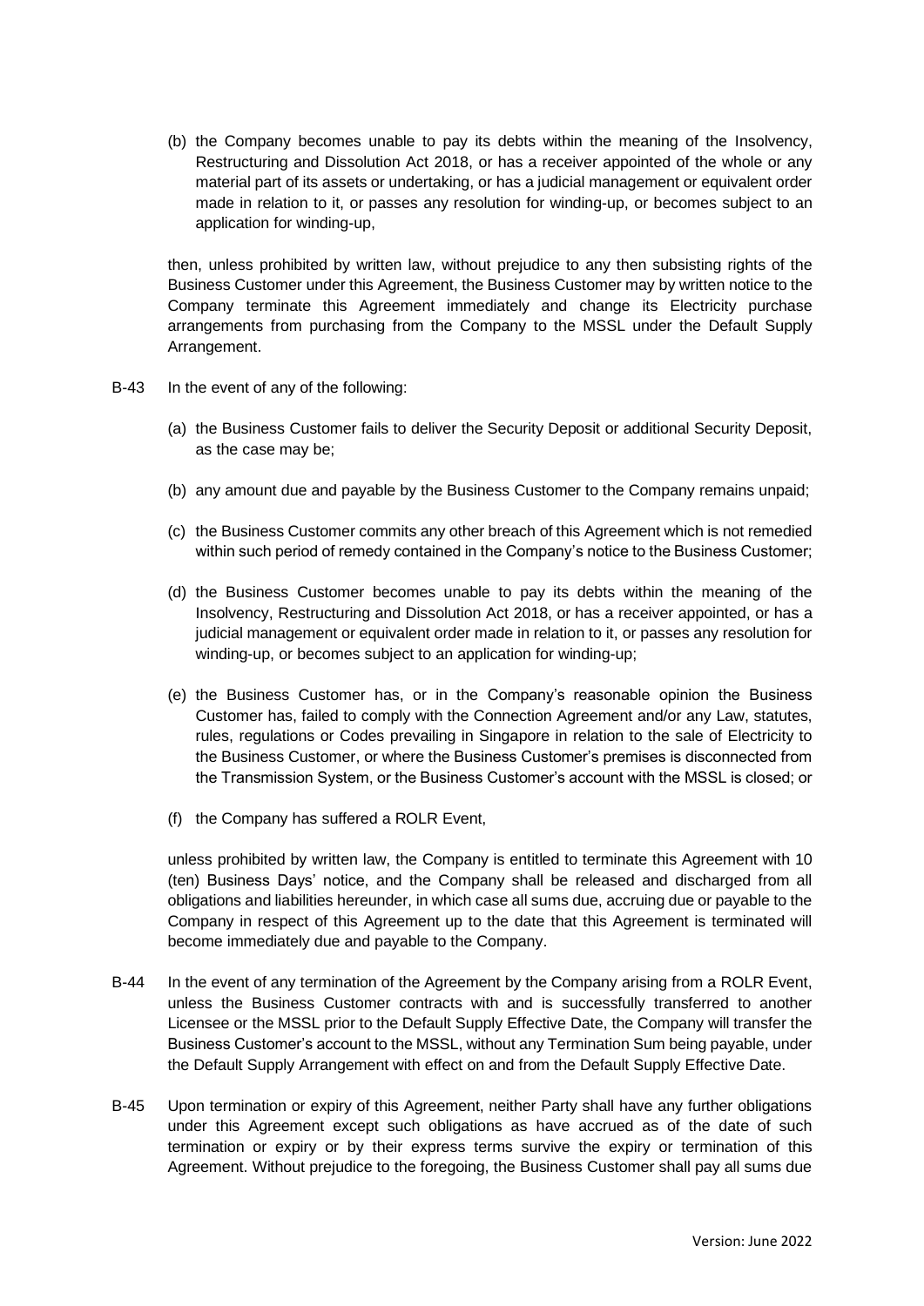(b) the Company becomes unable to pay its debts within the meaning of the Insolvency, Restructuring and Dissolution Act 2018, or has a receiver appointed of the whole or any material part of its assets or undertaking, or has a judicial management or equivalent order made in relation to it, or passes any resolution for winding-up, or becomes subject to an application for winding-up,

then, unless prohibited by written law, without prejudice to any then subsisting rights of the Business Customer under this Agreement, the Business Customer may by written notice to the Company terminate this Agreement immediately and change its Electricity purchase arrangements from purchasing from the Company to the MSSL under the Default Supply Arrangement.

B-43 In the event of any of the following:

(a) the Business Customer fails to deliver the Security Deposit or additional Security Deposit, as the case may be;

(b) any amount due and payable by the Business Customer to the Company remains unpaid;

(c) the Business Customer commits any other breach of this Agreement which is not remedied within such period of remedy contained in the Company's notice to the Business Customer;

(d) the Business Customer becomes unable to pay its debts within the meaning of the Insolvency, Restructuring and Dissolution Act 2018, or has a receiver appointed, or has a judicial management or equivalent order made in relation to it, or passes any resolution for winding-up, or becomes subject to an application for winding-up;

(e) the Business Customer has, or in the Company's reasonable opinion the Business Customer has, failed to comply with the Connection Agreement and/or any Law, statutes, rules, regulations or Codes prevailing in Singapore in relation to the sale of Electricity to the Business Customer, or where the Business Customer's premises is disconnected from the Transmission System, or the Business Customer's account with the MSSL is closed; or

(f) the Company has suffered a ROLR Event,

unless prohibited by written law, the Company is entitled to terminate this Agreement with 10 (ten) Business Days' notice, and the Company shall be released and discharged from all obligations and liabilities hereunder, in which case all sums due, accruing due or payable to the Company in respect of this Agreement up to the date that this Agreement is terminated will become immediately due and payable to the Company.

B-44 In the event of any termination of the Agreement by the Company arising from a ROLR Event, unless the Business Customer contracts with and is successfully transferred to another Licensee or the MSSL prior to the Default Supply Effective Date, the Company will transfer the Business Customer's account to the MSSL, without any Termination Sum being payable, under the Default Supply Arrangement with effect on and from the Default Supply Effective Date.

B-45 Upon termination or expiry of this Agreement, neither Party shall have any further obligations under this Agreement except such obligations as have accrued as of the date of such termination or expiry or by their express terms survive the expiry or termination of this Agreement. Without prejudice to the foregoing, the Business Customer shall pay all sums due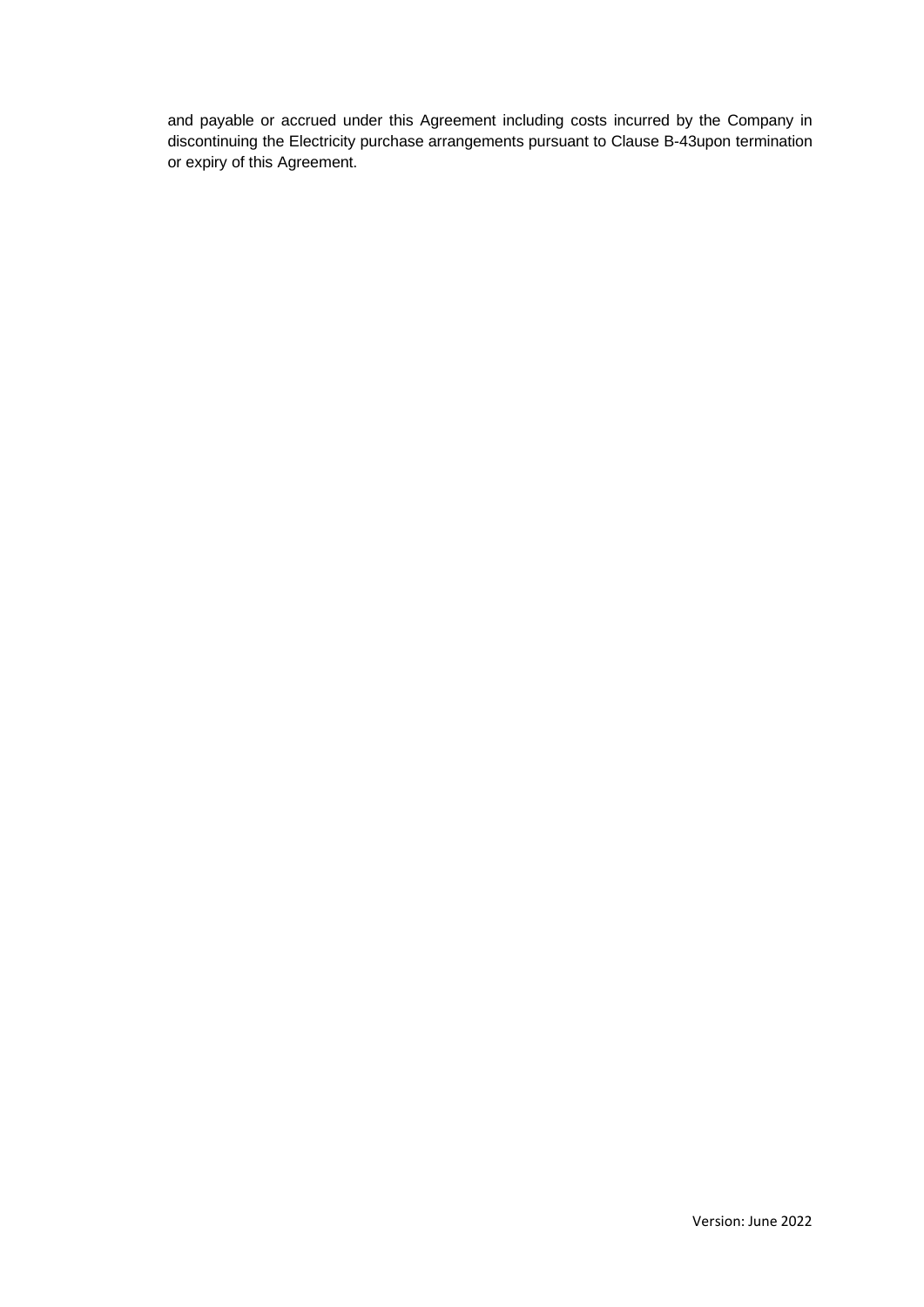and payable or accrued under this Agreement including costs incurred by the Company in discontinuing the Electricity purchase arrangements pursuant to Clause B-43upon termination or expiry of this Agreement.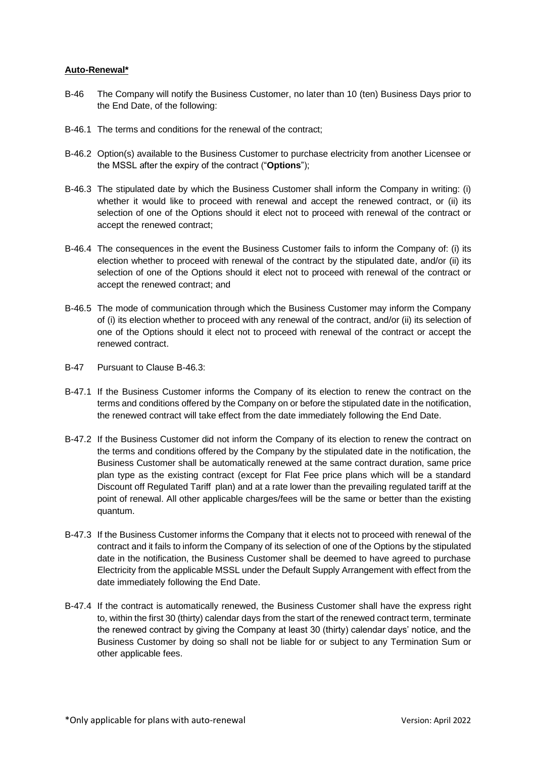**Auto-Renewal***

B-46 The Company will notify the Business Customer, no later than 10 (ten) Business Days prior to the End Date, of the following:

B-46.1 The terms and conditions for the renewal of the contract;

B-46.2 Option(s) available to the Business Customer to purchase electricity from another Licensee or the MSSL after the expiry of the contract ("**Options**");

B-46.3 The stipulated date by which the Business Customer shall inform the Company in writing: (i) whether it would like to proceed with renewal and accept the renewed contract, or (ii) its selection of one of the Options should it elect not to proceed with renewal of the contract or accept the renewed contract;

B-46.4 The consequences in the event the Business Customer fails to inform the Company of: (i) its election whether to proceed with renewal of the contract by the stipulated date, and/or (ii) its selection of one of the Options should it elect not to proceed with renewal of the contract or accept the renewed contract; and

B-46.5 The mode of communication through which the Business Customer may inform the Company of (i) its election whether to proceed with any renewal of the contract, and/or (ii) its selection of one of the Options should it elect not to proceed with renewal of the contract or accept the renewed contract.

B-47 Pursuant to Clause B-46.3:

B-47.1 If the Business Customer informs the Company of its election to renew the contract on the terms and conditions offered by the Company on or before the stipulated date in the notification, the renewed contract will take effect from the date immediately following the End Date.

B-47.2 If the Business Customer did not inform the Company of its election to renew the contract on the terms and conditions offered by the Company by the stipulated date in the notification, the Business Customer shall be automatically renewed at the same contract duration, same price plan type as the existing contract (except for Flat Fee price plans which will be a standard Discount off Regulated Tariff plan) and at a rate lower than the prevailing regulated tariff at the point of renewal. All other applicable charges/fees will be the same or better than the existing quantum.

B-47.3 If the Business Customer informs the Company that it elects not to proceed with renewal of the contract and it fails to inform the Company of its selection of one of the Options by the stipulated date in the notification, the Business Customer shall be deemed to have agreed to purchase Electricity from the applicable MSSL under the Default Supply Arrangement with effect from the date immediately following the End Date.

B-47.4 If the contract is automatically renewed, the Business Customer shall have the express right to, within the first 30 (thirty) calendar days from the start of the renewed contract term, terminate the renewed contract by giving the Company at least 30 (thirty) calendar days' notice, and the Business Customer by doing so shall not be liable for or subject to any Termination Sum or other applicable fees.

*Only applicable for plans with auto-renewal

Version: April 2022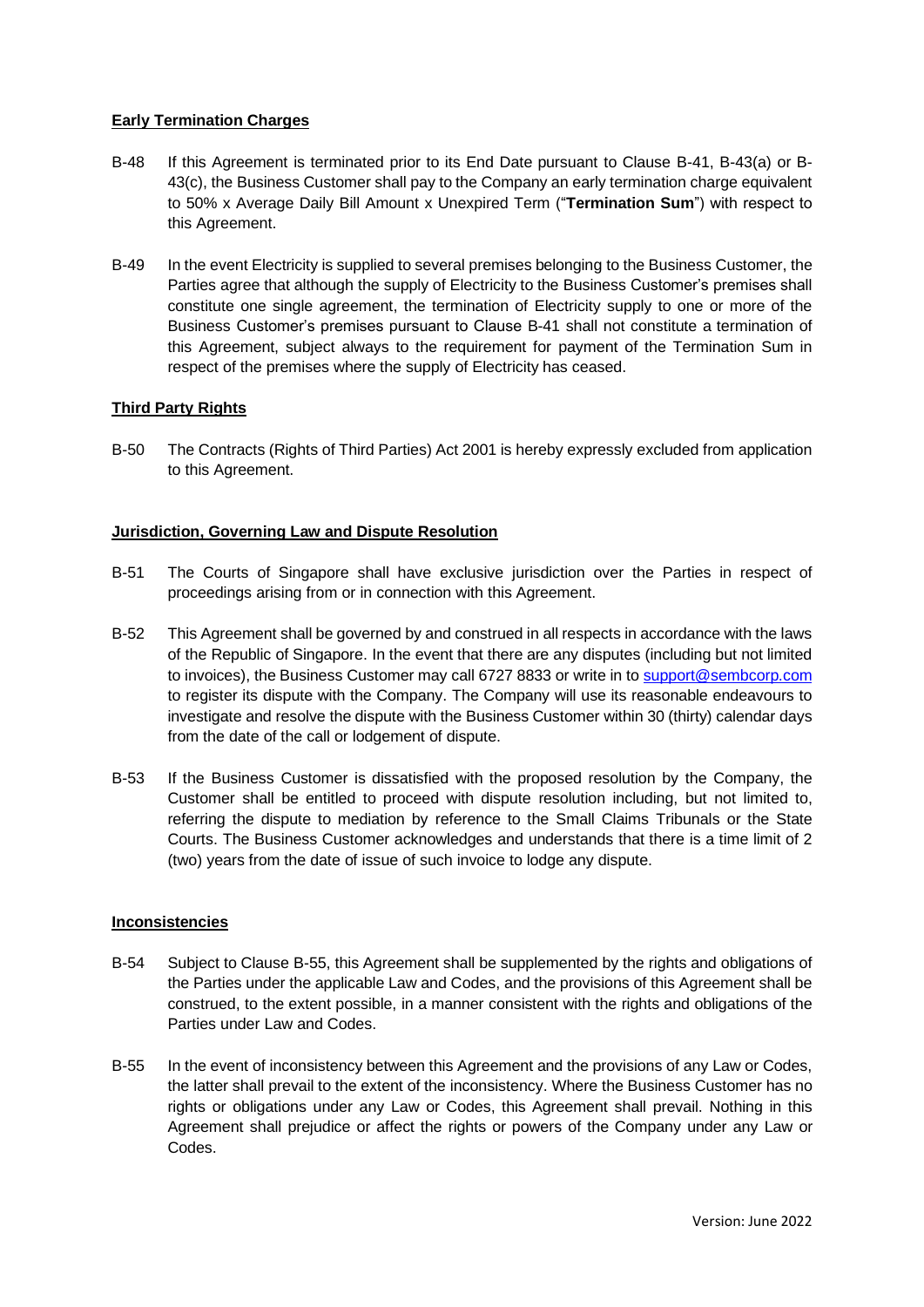**Early Termination Charges**

B-48 If this Agreement is terminated prior to its End Date pursuant to Clause B-41, B-43(a) or B-43(c), the Business Customer shall pay to the Company an early termination charge equivalent to 50% x Average Daily Bill Amount x Unexpired Term ("**Termination Sum**") with respect to this Agreement.

B-49 In the event Electricity is supplied to several premises belonging to the Business Customer, the Parties agree that although the supply of Electricity to the Business Customer's premises shall constitute one single agreement, the termination of Electricity supply to one or more of the Business Customer's premises pursuant to Clause B-41 shall not constitute a termination of this Agreement, subject always to the requirement for payment of the Termination Sum in respect of the premises where the supply of Electricity has ceased.

**Third Party Rights**

B-50 The Contracts (Rights of Third Parties) Act 2001 is hereby expressly excluded from application to this Agreement.

**Jurisdiction, Governing Law and Dispute Resolution**

B-51 The Courts of Singapore shall have exclusive jurisdiction over the Parties in respect of proceedings arising from or in connection with this Agreement.

B-52 This Agreement shall be governed by and construed in all respects in accordance with the laws of the Republic of Singapore. In the event that there are any disputes (including but not limited to invoices), the Business Customer may call 6727 8833 or write in to support@sembcorp.com to register its dispute with the Company. The Company will use its reasonable endeavours to investigate and resolve the dispute with the Business Customer within 30 (thirty) calendar days from the date of the call or lodgement of dispute.

B-53 If the Business Customer is dissatisfied with the proposed resolution by the Company, the Customer shall be entitled to proceed with dispute resolution including, but not limited to, referring the dispute to mediation by reference to the Small Claims Tribunals or the State Courts. The Business Customer acknowledges and understands that there is a time limit of 2 (two) years from the date of issue of such invoice to lodge any dispute.

**Inconsistencies**

B-54 Subject to Clause B-55, this Agreement shall be supplemented by the rights and obligations of the Parties under the applicable Law and Codes, and the provisions of this Agreement shall be construed, to the extent possible, in a manner consistent with the rights and obligations of the Parties under Law and Codes.

B-55 In the event of inconsistency between this Agreement and the provisions of any Law or Codes, the latter shall prevail to the extent of the inconsistency. Where the Business Customer has no rights or obligations under any Law or Codes, this Agreement shall prevail. Nothing in this Agreement shall prejudice or affect the rights or powers of the Company under any Law or Codes.

Version: June 2022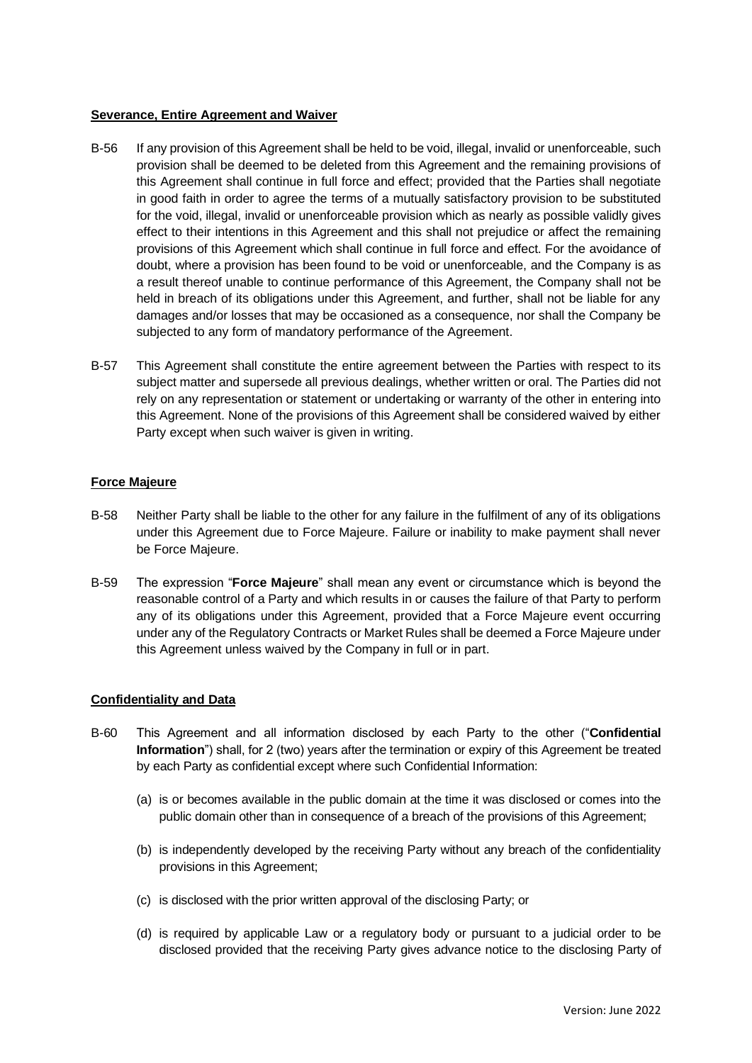**Severance, Entire Agreement and Waiver**

B-56 If any provision of this Agreement shall be held to be void, illegal, invalid or unenforceable, such provision shall be deemed to be deleted from this Agreement and the remaining provisions of this Agreement shall continue in full force and effect; provided that the Parties shall negotiate in good faith in order to agree the terms of a mutually satisfactory provision to be substituted for the void, illegal, invalid or unenforceable provision which as nearly as possible validly gives effect to their intentions in this Agreement and this shall not prejudice or affect the remaining provisions of this Agreement which shall continue in full force and effect. For the avoidance of doubt, where a provision has been found to be void or unenforceable, and the Company is as a result thereof unable to continue performance of this Agreement, the Company shall not be held in breach of its obligations under this Agreement, and further, shall not be liable for any damages and/or losses that may be occasioned as a consequence, nor shall the Company be subjected to any form of mandatory performance of the Agreement.

B-57 This Agreement shall constitute the entire agreement between the Parties with respect to its subject matter and supersede all previous dealings, whether written or oral. The Parties did not rely on any representation or statement or undertaking or warranty of the other in entering into this Agreement. None of the provisions of this Agreement shall be considered waived by either Party except when such waiver is given in writing.

**Force Majeure**

B-58 Neither Party shall be liable to the other for any failure in the fulfilment of any of its obligations under this Agreement due to Force Majeure. Failure or inability to make payment shall never be Force Majeure.

B-59 The expression "**Force Majeure**" shall mean any event or circumstance which is beyond the reasonable control of a Party and which results in or causes the failure of that Party to perform any of its obligations under this Agreement, provided that a Force Majeure event occurring under any of the Regulatory Contracts or Market Rules shall be deemed a Force Majeure under this Agreement unless waived by the Company in full or in part.

**Confidentiality and Data**

B-60 This Agreement and all information disclosed by each Party to the other ("**Confidential Information**") shall, for 2 (two) years after the termination or expiry of this Agreement be treated by each Party as confidential except where such Confidential Information:

(a) is or becomes available in the public domain at the time it was disclosed or comes into the public domain other than in consequence of a breach of the provisions of this Agreement;

(b) is independently developed by the receiving Party without any breach of the confidentiality provisions in this Agreement;

(c) is disclosed with the prior written approval of the disclosing Party; or

(d) is required by applicable Law or a regulatory body or pursuant to a judicial order to be disclosed provided that the receiving Party gives advance notice to the disclosing Party of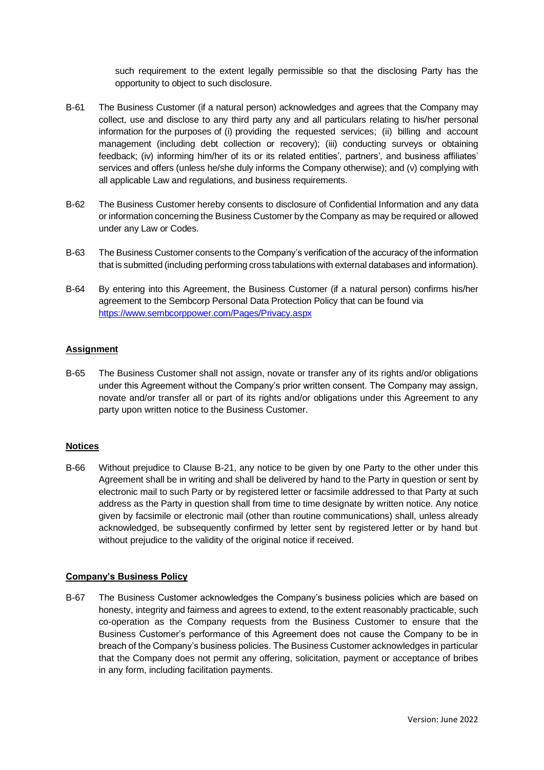such requirement to the extent legally permissible so that the disclosing Party has the opportunity to object to such disclosure.

B-61 The Business Customer (if a natural person) acknowledges and agrees that the Company may collect, use and disclose to any third party any and all particulars relating to his/her personal information for the purposes of (i) providing the requested services; (ii) billing and account management (including debt collection or recovery); (iii) conducting surveys or obtaining feedback; (iv) informing him/her of its or its related entities', partners', and business affiliates' services and offers (unless he/she duly informs the Company otherwise); and (v) complying with all applicable Law and regulations, and business requirements.

B-62 The Business Customer hereby consents to disclosure of Confidential Information and any data or information concerning the Business Customer by the Company as may be required or allowed under any Law or Codes.

B-63 The Business Customer consents to the Company's verification of the accuracy of the information that is submitted (including performing cross tabulations with external databases and information).

B-64 By entering into this Agreement, the Business Customer (if a natural person) confirms his/her agreement to the Sembcorp Personal Data Protection Policy that can be found via https://www.sembcorppower.com/Pages/Privacy.aspx

**Assignment**

B-65 The Business Customer shall not assign, novate or transfer any of its rights and/or obligations under this Agreement without the Company's prior written consent. The Company may assign, novate and/or transfer all or part of its rights and/or obligations under this Agreement to any party upon written notice to the Business Customer.

**Notices**

B-66 Without prejudice to Clause B-21, any notice to be given by one Party to the other under this Agreement shall be in writing and shall be delivered by hand to the Party in question or sent by electronic mail to such Party or by registered letter or facsimile addressed to that Party at such address as the Party in question shall from time to time designate by written notice. Any notice given by facsimile or electronic mail (other than routine communications) shall, unless already acknowledged, be subsequently confirmed by letter sent by registered letter or by hand but without prejudice to the validity of the original notice if received.

**Company's Business Policy**

B-67 The Business Customer acknowledges the Company's business policies which are based on honesty, integrity and fairness and agrees to extend, to the extent reasonably practicable, such co-operation as the Company requests from the Business Customer to ensure that the Business Customer's performance of this Agreement does not cause the Company to be in breach of the Company's business policies. The Business Customer acknowledges in particular that the Company does not permit any offering, solicitation, payment or acceptance of bribes in any form, including facilitation payments.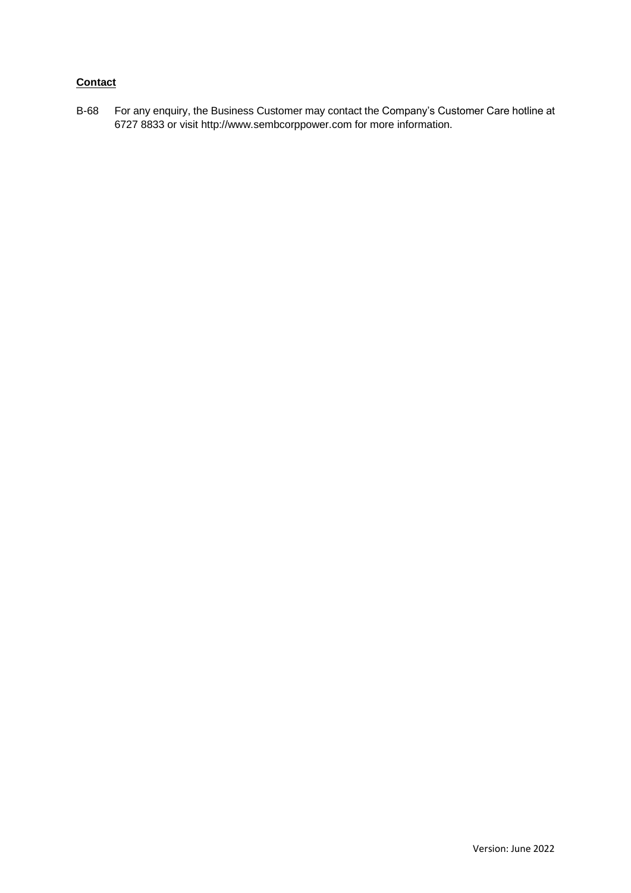**Contact**

B-68 For any enquiry, the Business Customer may contact the Company's Customer Care hotline at 6727 8833 or visit http://www.sembcorppower.com for more information.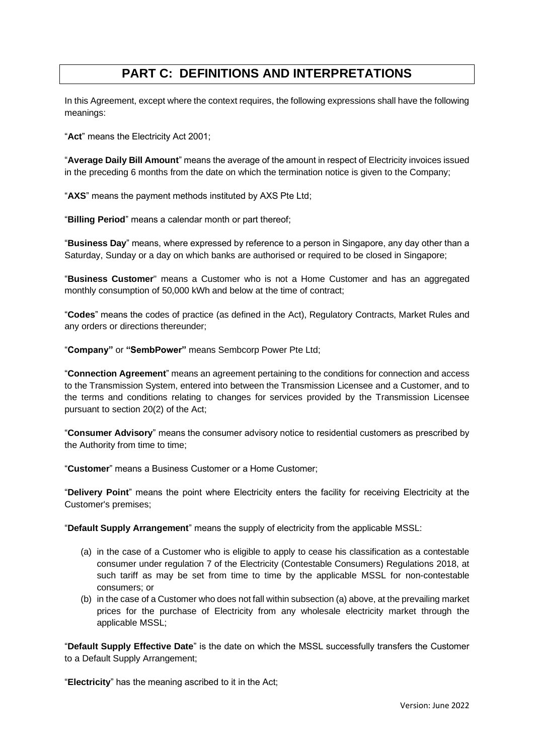# PART C: DEFINITIONS AND INTERPRETATIONS

In this Agreement, except where the context requires, the following expressions shall have the following meanings:

"**Act**" means the Electricity Act 2001;

"**Average Daily Bill Amount**" means the average of the amount in respect of Electricity invoices issued in the preceding 6 months from the date on which the termination notice is given to the Company;

"**AXS**" means the payment methods instituted by AXS Pte Ltd;

"**Billing Period**" means a calendar month or part thereof;

"**Business Day**" means, where expressed by reference to a person in Singapore, any day other than a Saturday, Sunday or a day on which banks are authorised or required to be closed in Singapore;

"**Business Customer**" means a Customer who is not a Home Customer and has an aggregated monthly consumption of 50,000 kWh and below at the time of contract;

"**Codes**" means the codes of practice (as defined in the Act), Regulatory Contracts, Market Rules and any orders or directions thereunder;

"**Company**" or **"SembPower"** means Sembcorp Power Pte Ltd;

"**Connection Agreement**" means an agreement pertaining to the conditions for connection and access to the Transmission System, entered into between the Transmission Licensee and a Customer, and to the terms and conditions relating to changes for services provided by the Transmission Licensee pursuant to section 20(2) of the Act;

"**Consumer Advisory**" means the consumer advisory notice to residential customers as prescribed by the Authority from time to time;

"**Customer**" means a Business Customer or a Home Customer;

"**Delivery Point**" means the point where Electricity enters the facility for receiving Electricity at the Customer's premises;

"**Default Supply Arrangement**" means the supply of electricity from the applicable MSSL:

(a) in the case of a Customer who is eligible to apply to cease his classification as a contestable consumer under regulation 7 of the Electricity (Contestable Consumers) Regulations 2018, at such tariff as may be set from time to time by the applicable MSSL for non-contestable consumers; or

(b) in the case of a Customer who does not fall within subsection (a) above, at the prevailing market prices for the purchase of Electricity from any wholesale electricity market through the applicable MSSL;

"**Default Supply Effective Date**" is the date on which the MSSL successfully transfers the Customer to a Default Supply Arrangement;

"**Electricity**" has the meaning ascribed to it in the Act;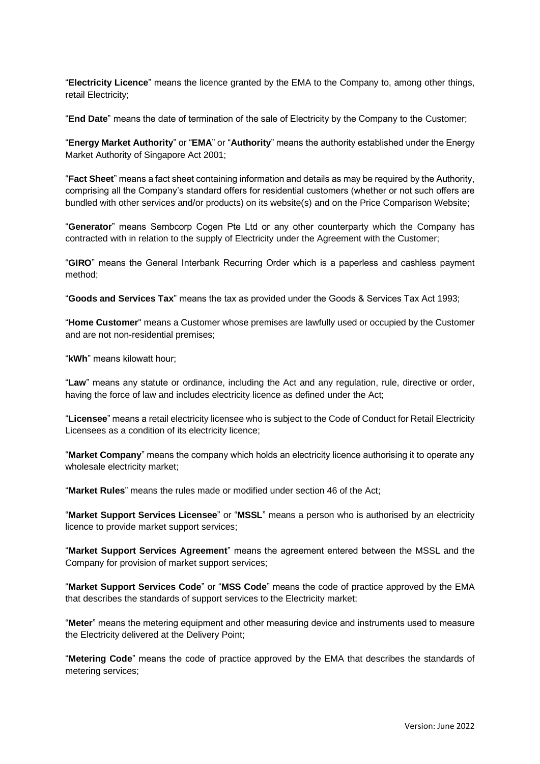"**Electricity Licence**" means the licence granted by the EMA to the Company to, among other things, retail Electricity;

"**End Date**" means the date of termination of the sale of Electricity by the Company to the Customer;

"**Energy Market Authority**" or "**EMA**" or "**Authority**" means the authority established under the Energy Market Authority of Singapore Act 2001;

"**Fact Sheet**" means a fact sheet containing information and details as may be required by the Authority, comprising all the Company's standard offers for residential customers (whether or not such offers are bundled with other services and/or products) on its website(s) and on the Price Comparison Website;

"**Generator**" means Sembcorp Cogen Pte Ltd or any other counterparty which the Company has contracted with in relation to the supply of Electricity under the Agreement with the Customer;

"**GIRO**" means the General Interbank Recurring Order which is a paperless and cashless payment method;

"**Goods and Services Tax**" means the tax as provided under the Goods & Services Tax Act 1993;

"**Home Customer**" means a Customer whose premises are lawfully used or occupied by the Customer and are not non-residential premises;

"**kWh**" means kilowatt hour;

"**Law**" means any statute or ordinance, including the Act and any regulation, rule, directive or order, having the force of law and includes electricity licence as defined under the Act;

"**Licensee**" means a retail electricity licensee who is subject to the Code of Conduct for Retail Electricity Licensees as a condition of its electricity licence;

"**Market Company**" means the company which holds an electricity licence authorising it to operate any wholesale electricity market;

"**Market Rules**" means the rules made or modified under section 46 of the Act;

"**Market Support Services Licensee**" or "**MSSL**" means a person who is authorised by an electricity licence to provide market support services;

"**Market Support Services Agreement**" means the agreement entered between the MSSL and the Company for provision of market support services;

"**Market Support Services Code**" or "**MSS Code**" means the code of practice approved by the EMA that describes the standards of support services to the Electricity market;

"**Meter**" means the metering equipment and other measuring device and instruments used to measure the Electricity delivered at the Delivery Point;

"**Metering Code**" means the code of practice approved by the EMA that describes the standards of metering services;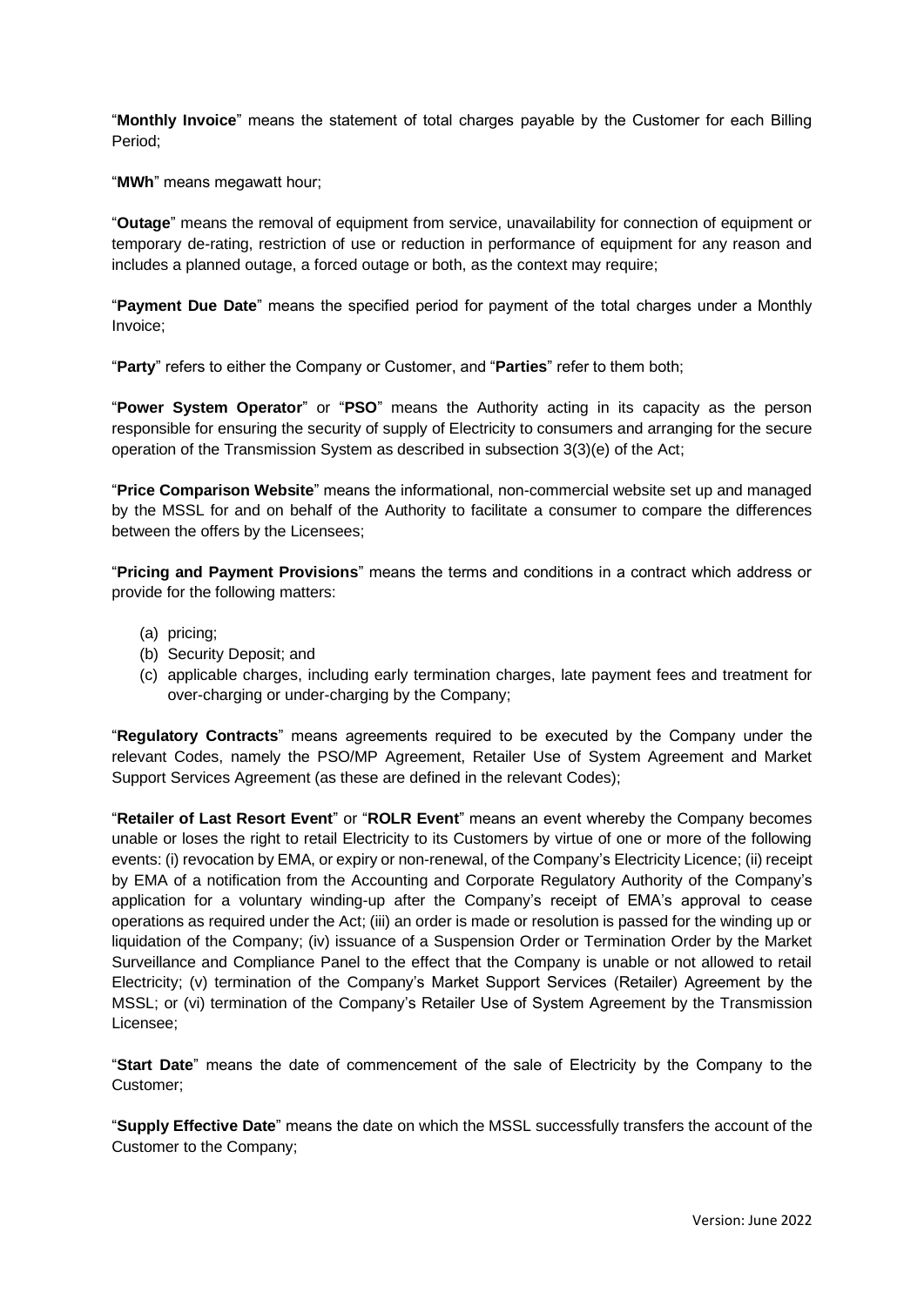"**Monthly Invoice**" means the statement of total charges payable by the Customer for each Billing Period;

"**MWh**" means megawatt hour;

"**Outage**" means the removal of equipment from service, unavailability for connection of equipment or temporary de-rating, restriction of use or reduction in performance of equipment for any reason and includes a planned outage, a forced outage or both, as the context may require;

"**Payment Due Date**" means the specified period for payment of the total charges under a Monthly Invoice;

"**Party**" refers to either the Company or Customer, and "**Parties**" refer to them both;

"**Power System Operator**" or "**PSO**" means the Authority acting in its capacity as the person responsible for ensuring the security of supply of Electricity to consumers and arranging for the secure operation of the Transmission System as described in subsection 3(3)(e) of the Act;

"**Price Comparison Website**" means the informational, non-commercial website set up and managed by the MSSL for and on behalf of the Authority to facilitate a consumer to compare the differences between the offers by the Licensees;

"**Pricing and Payment Provisions**" means the terms and conditions in a contract which address or provide for the following matters:

(a) pricing;
(b) Security Deposit; and
(c) applicable charges, including early termination charges, late payment fees and treatment for over-charging or under-charging by the Company;

"**Regulatory Contracts**" means agreements required to be executed by the Company under the relevant Codes, namely the PSO/MP Agreement, Retailer Use of System Agreement and Market Support Services Agreement (as these are defined in the relevant Codes);

"**Retailer of Last Resort Event**" or "**ROLR Event**" means an event whereby the Company becomes unable or loses the right to retail Electricity to its Customers by virtue of one or more of the following events: (i) revocation by EMA, or expiry or non-renewal, of the Company's Electricity Licence; (ii) receipt by EMA of a notification from the Accounting and Corporate Regulatory Authority of the Company's application for a voluntary winding-up after the Company's receipt of EMA's approval to cease operations as required under the Act; (iii) an order is made or resolution is passed for the winding up or liquidation of the Company; (iv) issuance of a Suspension Order or Termination Order by the Market Surveillance and Compliance Panel to the effect that the Company is unable or not allowed to retail Electricity; (v) termination of the Company's Market Support Services (Retailer) Agreement by the MSSL; or (vi) termination of the Company's Retailer Use of System Agreement by the Transmission Licensee;

"**Start Date**" means the date of commencement of the sale of Electricity by the Company to the Customer;

"**Supply Effective Date**" means the date on which the MSSL successfully transfers the account of the Customer to the Company;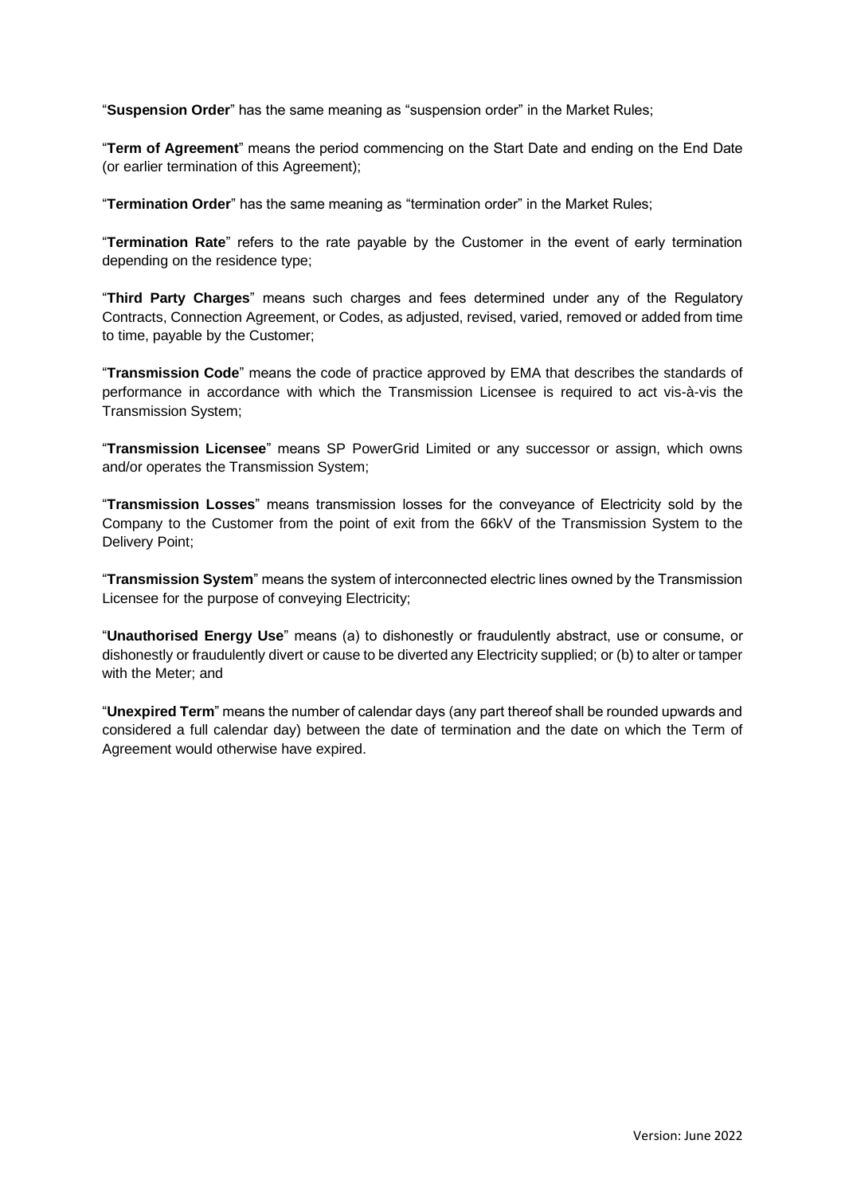"**Suspension Order**" has the same meaning as "suspension order" in the Market Rules;

"**Term of Agreement**" means the period commencing on the Start Date and ending on the End Date (or earlier termination of this Agreement);

"**Termination Order**" has the same meaning as "termination order" in the Market Rules;

"**Termination Rate**" refers to the rate payable by the Customer in the event of early termination depending on the residence type;

"**Third Party Charges**" means such charges and fees determined under any of the Regulatory Contracts, Connection Agreement, or Codes, as adjusted, revised, varied, removed or added from time to time, payable by the Customer;

"**Transmission Code**" means the code of practice approved by EMA that describes the standards of performance in accordance with which the Transmission Licensee is required to act vis-à-vis the Transmission System;

"**Transmission Licensee**" means SP PowerGrid Limited or any successor or assign, which owns and/or operates the Transmission System;

"**Transmission Losses**" means transmission losses for the conveyance of Electricity sold by the Company to the Customer from the point of exit from the 66kV of the Transmission System to the Delivery Point;

"**Transmission System**" means the system of interconnected electric lines owned by the Transmission Licensee for the purpose of conveying Electricity;

"**Unauthorised Energy Use**" means (a) to dishonestly or fraudulently abstract, use or consume, or dishonestly or fraudulently divert or cause to be diverted any Electricity supplied; or (b) to alter or tamper with the Meter; and

"**Unexpired Term**" means the number of calendar days (any part thereof shall be rounded upwards and considered a full calendar day) between the date of termination and the date on which the Term of Agreement would otherwise have expired.

Version: June 2022